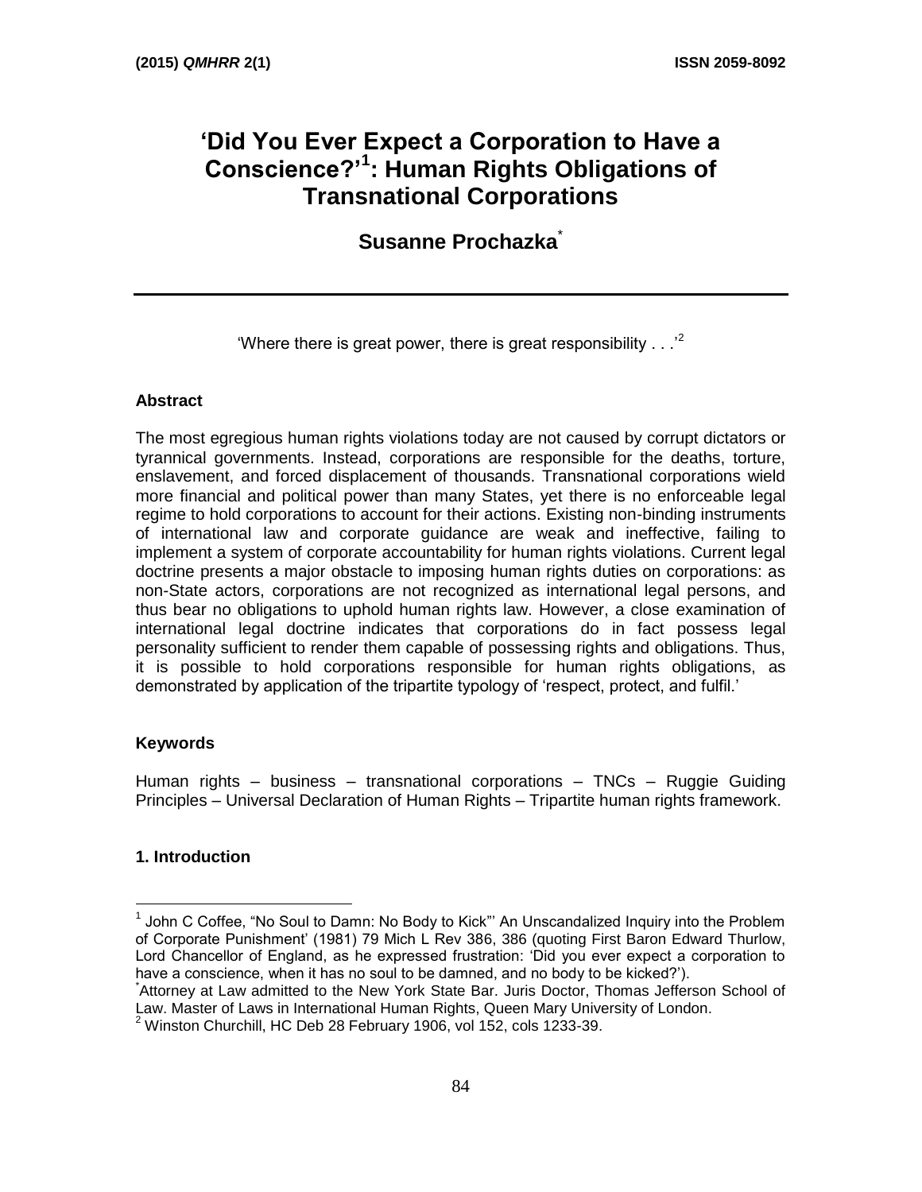# 'Did You Ever Expect a Corporation to Have a Conscience?'[1]: Human Rights Obligations of Transnational Corporations

**Susanne Prochazka**[*]

---

'Where there is great power, there is great responsibility . . .'[2]

### Abstract

The most egregious human rights violations today are not caused by corrupt dictators or tyrannical governments. Instead, corporations are responsible for the deaths, torture, enslavement, and forced displacement of thousands. Transnational corporations wield more financial and political power than many States, yet there is no enforceable legal regime to hold corporations to account for their actions. Existing non-binding instruments of international law and corporate guidance are weak and ineffective, failing to implement a system of corporate accountability for human rights violations. Current legal doctrine presents a major obstacle to imposing human rights duties on corporations: as non-State actors, corporations are not recognized as international legal persons, and thus bear no obligations to uphold human rights law. However, a close examination of international legal doctrine indicates that corporations do in fact possess legal personality sufficient to render them capable of possessing rights and obligations. Thus, it is possible to hold corporations responsible for human rights obligations, as demonstrated by application of the tripartite typology of 'respect, protect, and fulfil.'

### Keywords

Human rights – business – transnational corporations – TNCs – Ruggie Guiding Principles – Universal Declaration of Human Rights – Tripartite human rights framework.

### 1. Introduction

---

[1] John C Coffee, "No Soul to Damn: No Body to Kick"' An Unscandalized Inquiry into the Problem of Corporate Punishment' (1981) 79 Mich L Rev 386, 386 (quoting First Baron Edward Thurlow, Lord Chancellor of England, as he expressed frustration: 'Did you ever expect a corporation to have a conscience, when it has no soul to be damned, and no body to be kicked?').

[*] Attorney at Law admitted to the New York State Bar. Juris Doctor, Thomas Jefferson School of Law. Master of Laws in International Human Rights, Queen Mary University of London.

[2] Winston Churchill, HC Deb 28 February 1906, vol 152, cols 1233-39.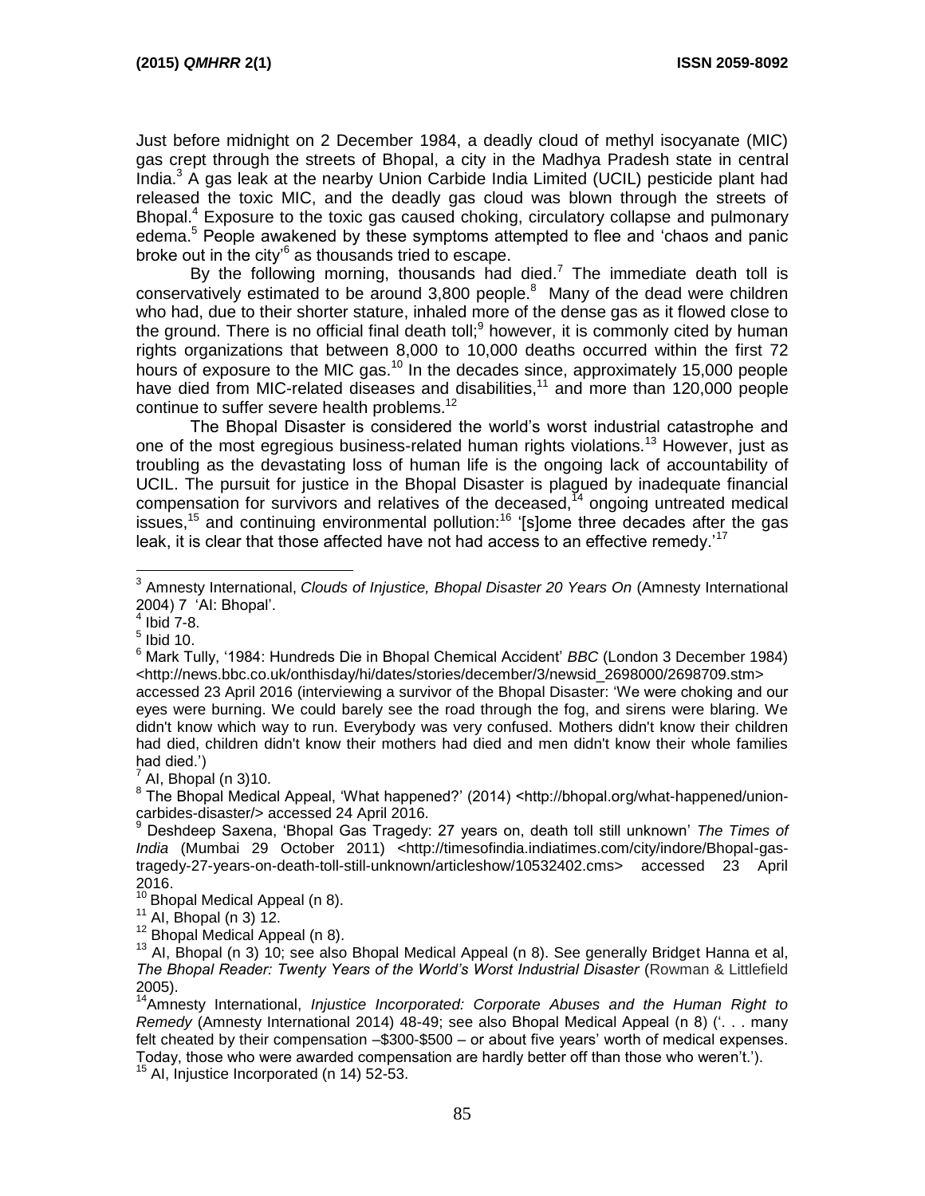Just before midnight on 2 December 1984, a deadly cloud of methyl isocyanate (MIC) gas crept through the streets of Bhopal, a city in the Madhya Pradesh state in central India.[3] A gas leak at the nearby Union Carbide India Limited (UCIL) pesticide plant had released the toxic MIC, and the deadly gas cloud was blown through the streets of Bhopal.[4] Exposure to the toxic gas caused choking, circulatory collapse and pulmonary edema.[5] People awakened by these symptoms attempted to flee and 'chaos and panic broke out in the city'[6] as thousands tried to escape.

By the following morning, thousands had died.[7] The immediate death toll is conservatively estimated to be around 3,800 people.[8] Many of the dead were children who had, due to their shorter stature, inhaled more of the dense gas as it flowed close to the ground. There is no official final death toll;[9] however, it is commonly cited by human rights organizations that between 8,000 to 10,000 deaths occurred within the first 72 hours of exposure to the MIC gas.[10] In the decades since, approximately 15,000 people have died from MIC-related diseases and disabilities,[11] and more than 120,000 people continue to suffer severe health problems.[12]

The Bhopal Disaster is considered the world's worst industrial catastrophe and one of the most egregious business-related human rights violations.[13] However, just as troubling as the devastating loss of human life is the ongoing lack of accountability of UCIL. The pursuit for justice in the Bhopal Disaster is plagued by inadequate financial compensation for survivors and relatives of the deceased,[14] ongoing untreated medical issues,[15] and continuing environmental pollution:[16] '[s]ome three decades after the gas leak, it is clear that those affected have not had access to an effective remedy.'[17]

---

[3] Amnesty International, *Clouds of Injustice, Bhopal Disaster 20 Years On* (Amnesty International 2004) 7 'AI: Bhopal'.

[4] Ibid 7-8.

[5] Ibid 10.

[6] Mark Tully, '1984: Hundreds Die in Bhopal Chemical Accident' *BBC* (London 3 December 1984) <http://news.bbc.co.uk/onthisday/hi/dates/stories/december/3/newsid_2698000/2698709.stm> accessed 23 April 2016 (interviewing a survivor of the Bhopal Disaster: 'We were choking and our eyes were burning. We could barely see the road through the fog, and sirens were blaring. We didn't know which way to run. Everybody was very confused. Mothers didn't know their children had died, children didn't know their mothers had died and men didn't know their whole families had died.')

[7] AI, Bhopal (n 3)10.

[8] The Bhopal Medical Appeal, 'What happened?' (2014) <http://bhopal.org/what-happened/union-carbides-disaster/> accessed 24 April 2016.

[9] Deshdeep Saxena, 'Bhopal Gas Tragedy: 27 years on, death toll still unknown' *The Times of India* (Mumbai 29 October 2011) <http://timesofindia.indiatimes.com/city/indore/Bhopal-gas-tragedy-27-years-on-death-toll-still-unknown/articleshow/10532402.cms> accessed 23 April 2016.

[10] Bhopal Medical Appeal (n 8).

[11] AI, Bhopal (n 3) 12.

[12] Bhopal Medical Appeal (n 8).

[13] AI, Bhopal (n 3) 10; see also Bhopal Medical Appeal (n 8). See generally Bridget Hanna et al, *The Bhopal Reader: Twenty Years of the World's Worst Industrial Disaster* (Rowman & Littlefield 2005).

[14] Amnesty International, *Injustice Incorporated: Corporate Abuses and the Human Right to Remedy* (Amnesty International 2014) 48-49; see also Bhopal Medical Appeal (n 8) ('. . . many felt cheated by their compensation –\$300-\$500 – or about five years' worth of medical expenses. Today, those who were awarded compensation are hardly better off than those who weren't.').

[15] AI, Injustice Incorporated (n 14) 52-53.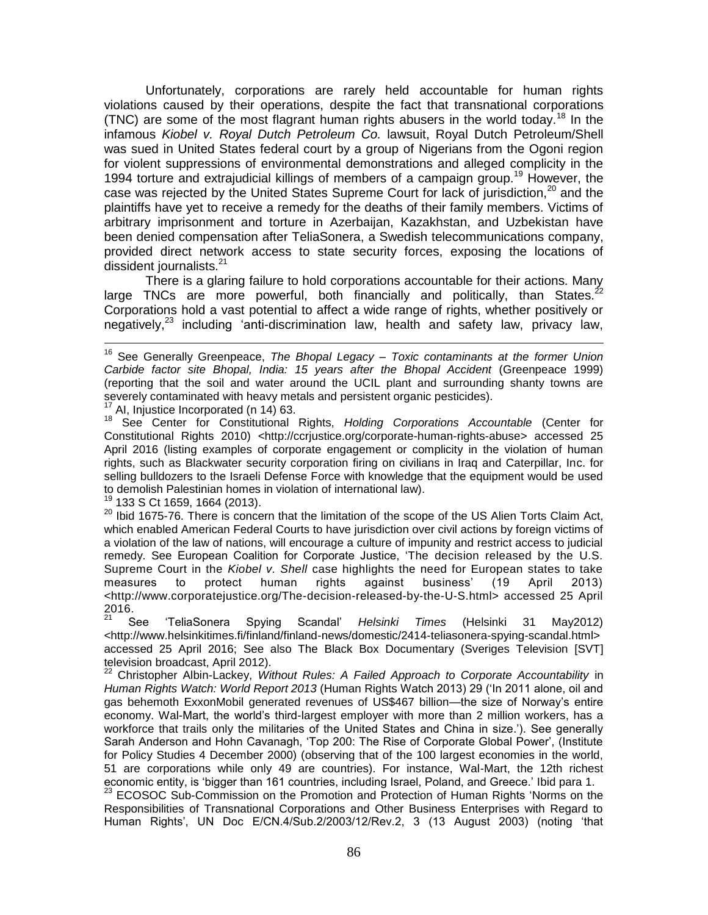Unfortunately, corporations are rarely held accountable for human rights violations caused by their operations, despite the fact that transnational corporations (TNC) are some of the most flagrant human rights abusers in the world today.[18] In the infamous *Kiobel v. Royal Dutch Petroleum Co.* lawsuit, Royal Dutch Petroleum/Shell was sued in United States federal court by a group of Nigerians from the Ogoni region for violent suppressions of environmental demonstrations and alleged complicity in the 1994 torture and extrajudicial killings of members of a campaign group.[19] However, the case was rejected by the United States Supreme Court for lack of jurisdiction,[20] and the plaintiffs have yet to receive a remedy for the deaths of their family members. Victims of arbitrary imprisonment and torture in Azerbaijan, Kazakhstan, and Uzbekistan have been denied compensation after TeliaSonera, a Swedish telecommunications company, provided direct network access to state security forces, exposing the locations of dissident journalists.[21]

There is a glaring failure to hold corporations accountable for their actions. Many large TNCs are more powerful, both financially and politically, than States.[22] Corporations hold a vast potential to affect a wide range of rights, whether positively or negatively,[23] including 'anti-discrimination law, health and safety law, privacy law,

---

[16] See Generally Greenpeace, *The Bhopal Legacy – Toxic contaminants at the former Union Carbide factor site Bhopal, India: 15 years after the Bhopal Accident* (Greenpeace 1999) (reporting that the soil and water around the UCIL plant and surrounding shanty towns are severely contaminated with heavy metals and persistent organic pesticides).

[17] AI, Injustice Incorporated (n 14) 63.

[18] See Center for Constitutional Rights, *Holding Corporations Accountable* (Center for Constitutional Rights 2010) <http://ccrjustice.org/corporate-human-rights-abuse> accessed 25 April 2016 (listing examples of corporate engagement or complicity in the violation of human rights, such as Blackwater security corporation firing on civilians in Iraq and Caterpillar, Inc. for selling bulldozers to the Israeli Defense Force with knowledge that the equipment would be used to demolish Palestinian homes in violation of international law).

[19] 133 S Ct 1659, 1664 (2013).

[20] Ibid 1675-76. There is concern that the limitation of the scope of the US Alien Torts Claim Act, which enabled American Federal Courts to have jurisdiction over civil actions by foreign victims of a violation of the law of nations, will encourage a culture of impunity and restrict access to judicial remedy. See European Coalition for Corporate Justice, 'The decision released by the U.S. Supreme Court in the *Kiobel v. Shell* case highlights the need for European states to take measures to protect human rights against business' (19 April 2013) <http://www.corporatejustice.org/The-decision-released-by-the-U-S.html> accessed 25 April 2016.

[21] See 'TeliaSonera Spying Scandal' *Helsinki Times* (Helsinki 31 May2012) <http://www.helsinkitimes.fi/finland/finland-news/domestic/2414-teliasonera-spying-scandal.html> accessed 25 April 2016; See also The Black Box Documentary (Sveriges Television [SVT] television broadcast, April 2012).

[22] Christopher Albin-Lackey, *Without Rules: A Failed Approach to Corporate Accountability* in *Human Rights Watch: World Report 2013* (Human Rights Watch 2013) 29 ('In 2011 alone, oil and gas behemoth ExxonMobil generated revenues of US$467 billion—the size of Norway's entire economy. Wal-Mart, the world's third-largest employer with more than 2 million workers, has a workforce that trails only the militaries of the United States and China in size.'). See generally Sarah Anderson and Hohn Cavanagh, 'Top 200: The Rise of Corporate Global Power', (Institute for Policy Studies 4 December 2000) (observing that of the 100 largest economies in the world, 51 are corporations while only 49 are countries). For instance, Wal-Mart, the 12th richest economic entity, is 'bigger than 161 countries, including Israel, Poland, and Greece.' Ibid para 1.

[23] ECOSOC Sub-Commission on the Promotion and Protection of Human Rights 'Norms on the Responsibilities of Transnational Corporations and Other Business Enterprises with Regard to Human Rights', UN Doc E/CN.4/Sub.2/2003/12/Rev.2, 3 (13 August 2003) (noting 'that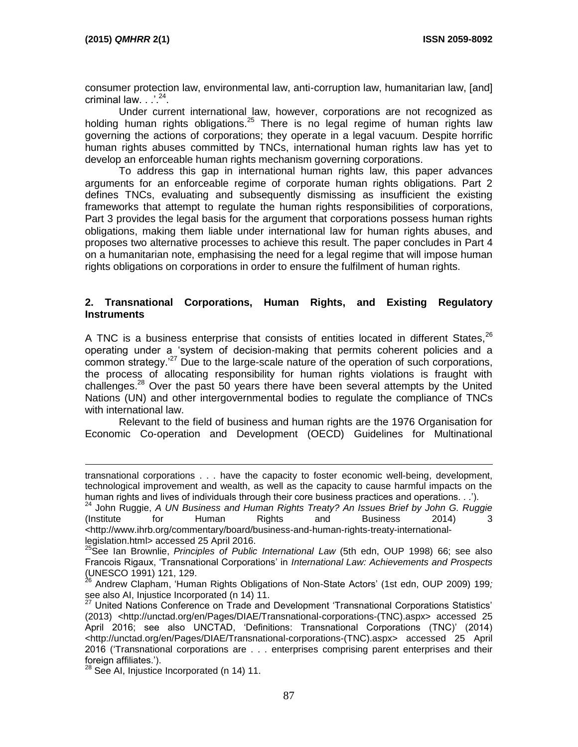consumer protection law, environmental law, anti-corruption law, humanitarian law, [and] criminal law. . .'.[24].

Under current international law, however, corporations are not recognized as holding human rights obligations.[25] There is no legal regime of human rights law governing the actions of corporations; they operate in a legal vacuum. Despite horrific human rights abuses committed by TNCs, international human rights law has yet to develop an enforceable human rights mechanism governing corporations.

To address this gap in international human rights law, this paper advances arguments for an enforceable regime of corporate human rights obligations. Part 2 defines TNCs, evaluating and subsequently dismissing as insufficient the existing frameworks that attempt to regulate the human rights responsibilities of corporations, Part 3 provides the legal basis for the argument that corporations possess human rights obligations, making them liable under international law for human rights abuses, and proposes two alternative processes to achieve this result. The paper concludes in Part 4 on a humanitarian note, emphasising the need for a legal regime that will impose human rights obligations on corporations in order to ensure the fulfilment of human rights.

## 2. Transnational Corporations, Human Rights, and Existing Regulatory Instruments

A TNC is a business enterprise that consists of entities located in different States,[26] operating under a 'system of decision-making that permits coherent policies and a common strategy.'[27] Due to the large-scale nature of the operation of such corporations, the process of allocating responsibility for human rights violations is fraught with challenges.[28] Over the past 50 years there have been several attempts by the United Nations (UN) and other intergovernmental bodies to regulate the compliance of TNCs with international law.

Relevant to the field of business and human rights are the 1976 Organisation for Economic Co-operation and Development (OECD) Guidelines for Multinational

---

transnational corporations . . . have the capacity to foster economic well-being, development, technological improvement and wealth, as well as the capacity to cause harmful impacts on the human rights and lives of individuals through their core business practices and operations. . .').

[24] John Ruggie, *A UN Business and Human Rights Treaty? An Issues Brief by John G. Ruggie* (Institute for Human Rights and Business 2014) 3 <http://www.ihrb.org/commentary/board/business-and-human-rights-treaty-international-legislation.html> accessed 25 April 2016.

[25] See Ian Brownlie, *Principles of Public International Law* (5th edn, OUP 1998) 66; see also Francois Rigaux, 'Transnational Corporations' in *International Law: Achievements and Prospects* (UNESCO 1991) 121, 129.

[26] Andrew Clapham, 'Human Rights Obligations of Non-State Actors' (1st edn, OUP 2009) 199; see also AI, Injustice Incorporated (n 14) 11.

[27] United Nations Conference on Trade and Development 'Transnational Corporations Statistics' (2013) <http://unctad.org/en/Pages/DIAE/Transnational-corporations-(TNC).aspx> accessed 25 April 2016; see also UNCTAD, 'Definitions: Transnational Corporations (TNC)' (2014) <http://unctad.org/en/Pages/DIAE/Transnational-corporations-(TNC).aspx> accessed 25 April 2016 ('Transnational corporations are . . . enterprises comprising parent enterprises and their foreign affiliates.').

[28] See AI, Injustice Incorporated (n 14) 11.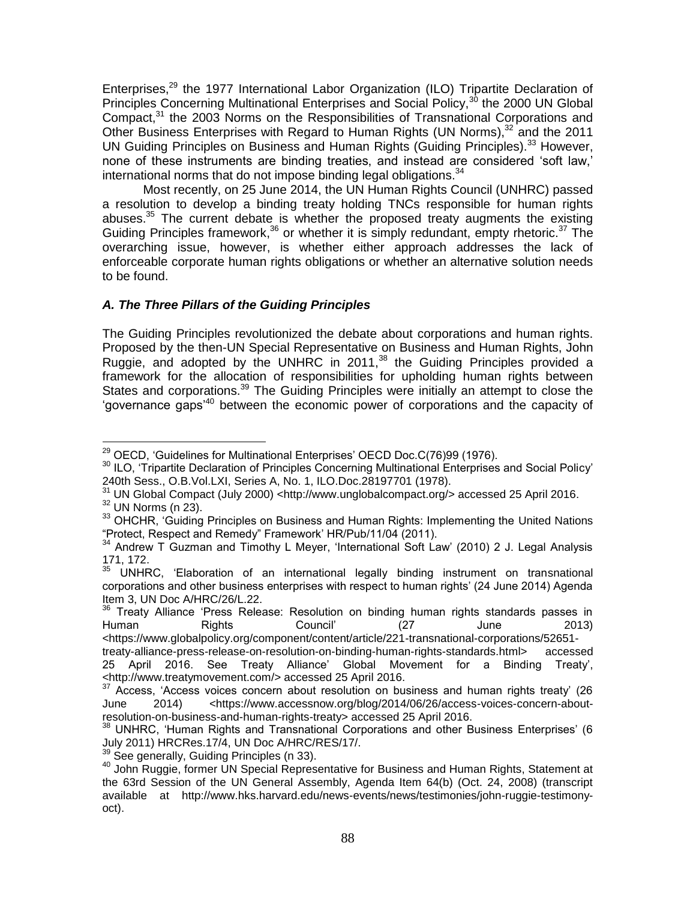Enterprises,[29] the 1977 International Labor Organization (ILO) Tripartite Declaration of Principles Concerning Multinational Enterprises and Social Policy,[30] the 2000 UN Global Compact,[31] the 2003 Norms on the Responsibilities of Transnational Corporations and Other Business Enterprises with Regard to Human Rights (UN Norms),[32] and the 2011 UN Guiding Principles on Business and Human Rights (Guiding Principles).[33] However, none of these instruments are binding treaties, and instead are considered 'soft law,' international norms that do not impose binding legal obligations.[34]

Most recently, on 25 June 2014, the UN Human Rights Council (UNHRC) passed a resolution to develop a binding treaty holding TNCs responsible for human rights abuses.[35] The current debate is whether the proposed treaty augments the existing Guiding Principles framework,[36] or whether it is simply redundant, empty rhetoric.[37] The overarching issue, however, is whether either approach addresses the lack of enforceable corporate human rights obligations or whether an alternative solution needs to be found.

### *A. The Three Pillars of the Guiding Principles*

The Guiding Principles revolutionized the debate about corporations and human rights. Proposed by the then-UN Special Representative on Business and Human Rights, John Ruggie, and adopted by the UNHRC in 2011,[38] the Guiding Principles provided a framework for the allocation of responsibilities for upholding human rights between States and corporations.[39] The Guiding Principles were initially an attempt to close the 'governance gaps'[40] between the economic power of corporations and the capacity of

---

[29] OECD, 'Guidelines for Multinational Enterprises' OECD Doc.C(76)99 (1976).

[30] ILO, 'Tripartite Declaration of Principles Concerning Multinational Enterprises and Social Policy' 240th Sess., O.B.Vol.LXI, Series A, No. 1, ILO.Doc.28197701 (1978).

[31] UN Global Compact (July 2000) <http://www.unglobalcompact.org/> accessed 25 April 2016.

[32] UN Norms (n 23).

[33] OHCHR, 'Guiding Principles on Business and Human Rights: Implementing the United Nations "Protect, Respect and Remedy" Framework' HR/Pub/11/04 (2011).

[34] Andrew T Guzman and Timothy L Meyer, 'International Soft Law' (2010) 2 J. Legal Analysis 171, 172.

[35] UNHRC, 'Elaboration of an international legally binding instrument on transnational corporations and other business enterprises with respect to human rights' (24 June 2014) Agenda Item 3, UN Doc A/HRC/26/L.22.

[36] Treaty Alliance 'Press Release: Resolution on binding human rights standards passes in Human Rights Council' (27 June 2013) <https://www.globalpolicy.org/component/content/article/221-transnational-corporations/52651-treaty-alliance-press-release-on-resolution-on-binding-human-rights-standards.html> accessed 25 April 2016. See Treaty Alliance' Global Movement for a Binding Treaty', <http://www.treatymovement.com/> accessed 25 April 2016.

[37] Access, 'Access voices concern about resolution on business and human rights treaty' (26 June 2014) <https://www.accessnow.org/blog/2014/06/26/access-voices-concern-about-resolution-on-business-and-human-rights-treaty> accessed 25 April 2016.

[38] UNHRC, 'Human Rights and Transnational Corporations and other Business Enterprises' (6 July 2011) HRCRes.17/4, UN Doc A/HRC/RES/17/.

[39] See generally, Guiding Principles (n 33).

[40] John Ruggie, former UN Special Representative for Business and Human Rights, Statement at the 63rd Session of the UN General Assembly, Agenda Item 64(b) (Oct. 24, 2008) (transcript available at http://www.hks.harvard.edu/news-events/news/testimonies/john-ruggie-testimony-oct).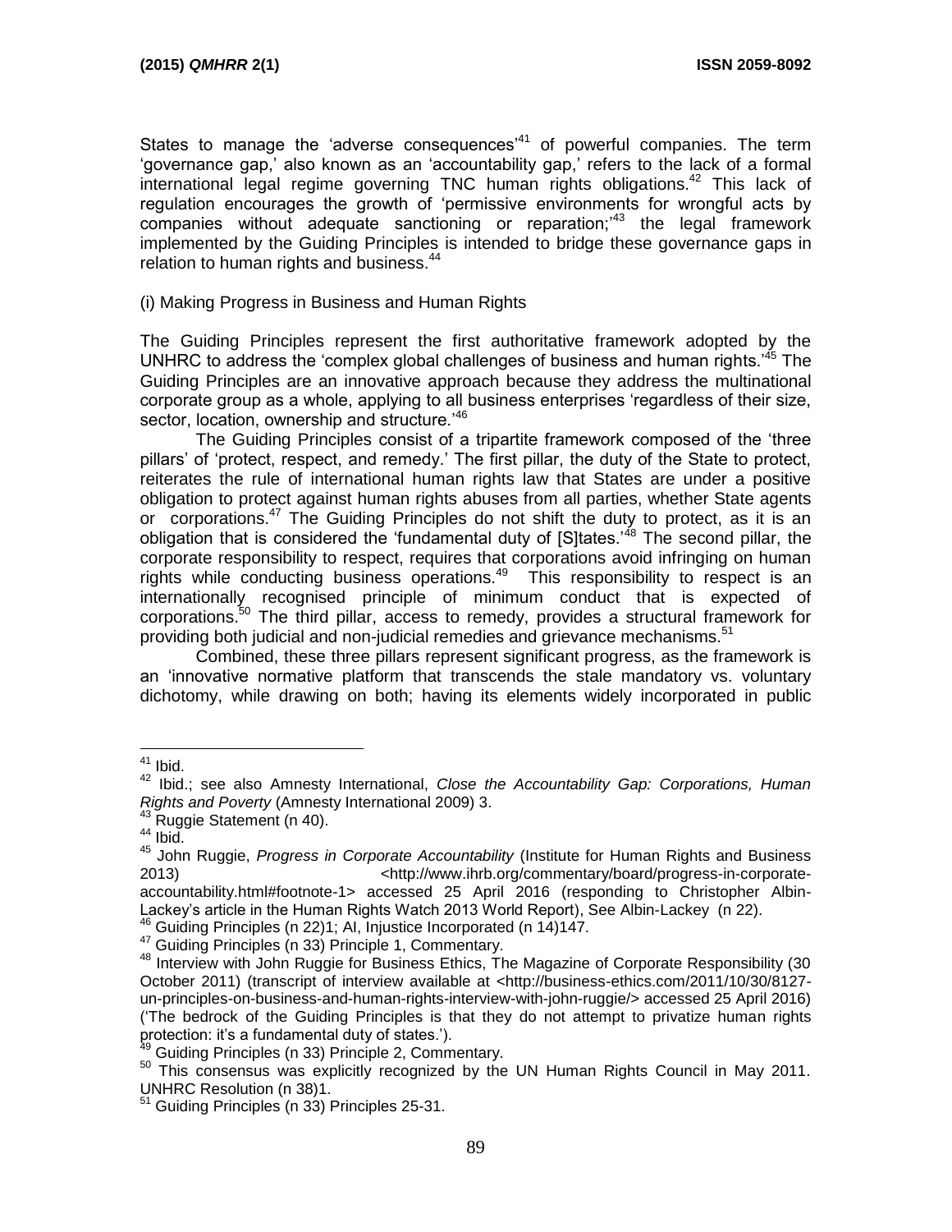States to manage the 'adverse consequences'[41] of powerful companies. The term 'governance gap,' also known as an 'accountability gap,' refers to the lack of a formal international legal regime governing TNC human rights obligations.[42] This lack of regulation encourages the growth of 'permissive environments for wrongful acts by companies without adequate sanctioning or reparation;'[43] the legal framework implemented by the Guiding Principles is intended to bridge these governance gaps in relation to human rights and business.[44]

(i) Making Progress in Business and Human Rights

The Guiding Principles represent the first authoritative framework adopted by the UNHRC to address the 'complex global challenges of business and human rights.'[45] The Guiding Principles are an innovative approach because they address the multinational corporate group as a whole, applying to all business enterprises 'regardless of their size, sector, location, ownership and structure.'[46]

The Guiding Principles consist of a tripartite framework composed of the 'three pillars' of 'protect, respect, and remedy.' The first pillar, the duty of the State to protect, reiterates the rule of international human rights law that States are under a positive obligation to protect against human rights abuses from all parties, whether State agents or corporations.[47] The Guiding Principles do not shift the duty to protect, as it is an obligation that is considered the 'fundamental duty of [S]tates.'[48] The second pillar, the corporate responsibility to respect, requires that corporations avoid infringing on human rights while conducting business operations.[49] This responsibility to respect is an internationally recognised principle of minimum conduct that is expected of corporations.[50] The third pillar, access to remedy, provides a structural framework for providing both judicial and non-judicial remedies and grievance mechanisms.[51]

Combined, these three pillars represent significant progress, as the framework is an 'innovative normative platform that transcends the stale mandatory vs. voluntary dichotomy, while drawing on both; having its elements widely incorporated in public

---

[41] Ibid.

[42] Ibid.; see also Amnesty International, *Close the Accountability Gap: Corporations, Human Rights and Poverty* (Amnesty International 2009) 3.

[43] Ruggie Statement (n 40).

[44] Ibid.

[45] John Ruggie, *Progress in Corporate Accountability* (Institute for Human Rights and Business 2013) <http://www.ihrb.org/commentary/board/progress-in-corporate-accountability.html#footnote-1> accessed 25 April 2016 (responding to Christopher Albin-Lackey's article in the Human Rights Watch 2013 World Report), See Albin-Lackey (n 22).

[46] Guiding Principles (n 22)1; AI, Injustice Incorporated (n 14)147.

[47] Guiding Principles (n 33) Principle 1, Commentary.

[48] Interview with John Ruggie for Business Ethics, The Magazine of Corporate Responsibility (30 October 2011) (transcript of interview available at <http://business-ethics.com/2011/10/30/8127-un-principles-on-business-and-human-rights-interview-with-john-ruggie/> accessed 25 April 2016) ('The bedrock of the Guiding Principles is that they do not attempt to privatize human rights protection: it's a fundamental duty of states.').

[49] Guiding Principles (n 33) Principle 2, Commentary.

[50] This consensus was explicitly recognized by the UN Human Rights Council in May 2011. UNHRC Resolution (n 38)1.

[51] Guiding Principles (n 33) Principles 25-31.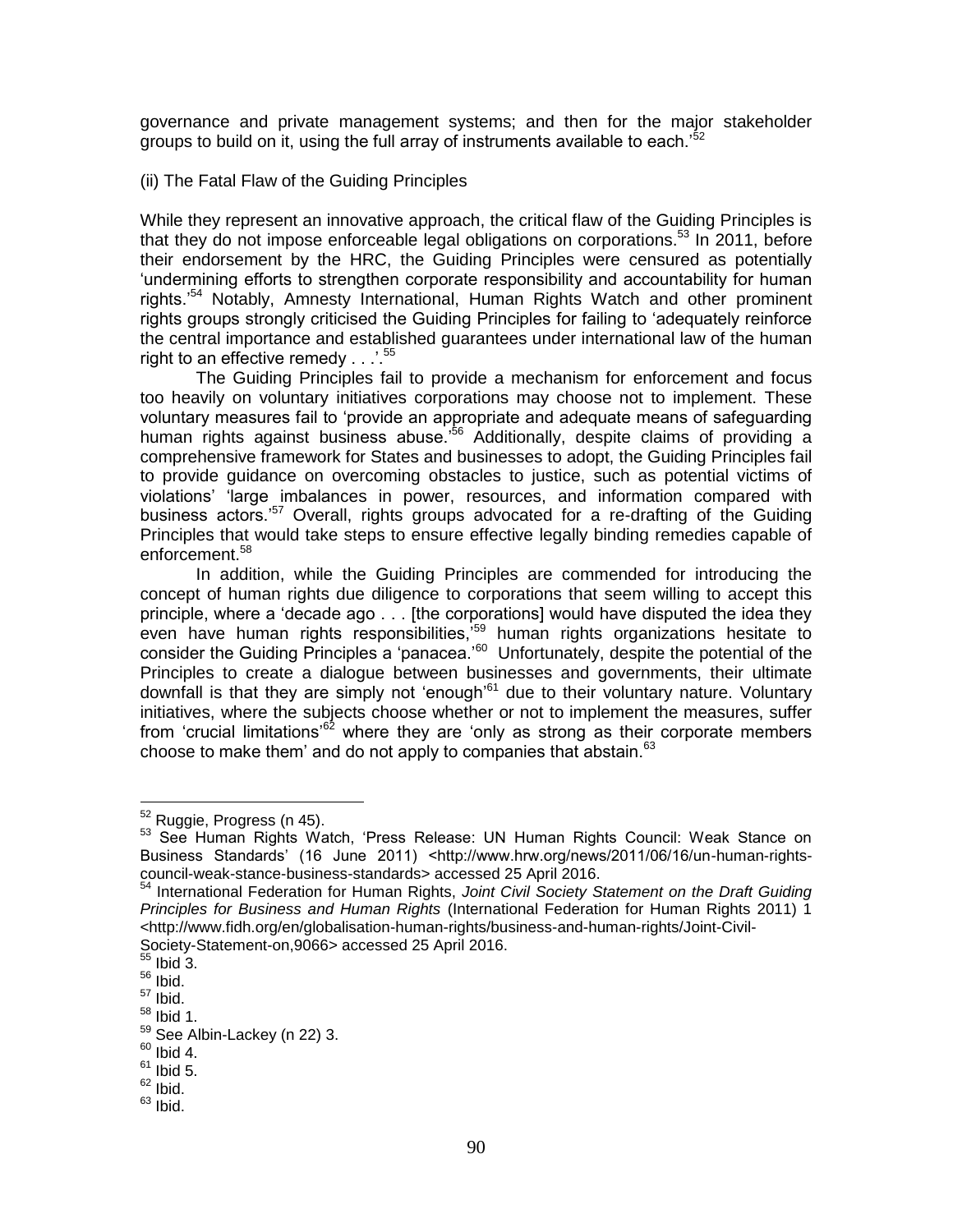governance and private management systems; and then for the major stakeholder groups to build on it, using the full array of instruments available to each.'[52]

(ii) The Fatal Flaw of the Guiding Principles

While they represent an innovative approach, the critical flaw of the Guiding Principles is that they do not impose enforceable legal obligations on corporations.[53] In 2011, before their endorsement by the HRC, the Guiding Principles were censured as potentially 'undermining efforts to strengthen corporate responsibility and accountability for human rights.'[54] Notably, Amnesty International, Human Rights Watch and other prominent rights groups strongly criticised the Guiding Principles for failing to 'adequately reinforce the central importance and established guarantees under international law of the human right to an effective remedy . . .'.[55]

The Guiding Principles fail to provide a mechanism for enforcement and focus too heavily on voluntary initiatives corporations may choose not to implement. These voluntary measures fail to 'provide an appropriate and adequate means of safeguarding human rights against business abuse.'[56] Additionally, despite claims of providing a comprehensive framework for States and businesses to adopt, the Guiding Principles fail to provide guidance on overcoming obstacles to justice, such as potential victims of violations' 'large imbalances in power, resources, and information compared with business actors.'[57] Overall, rights groups advocated for a re-drafting of the Guiding Principles that would take steps to ensure effective legally binding remedies capable of enforcement.[58]

In addition, while the Guiding Principles are commended for introducing the concept of human rights due diligence to corporations that seem willing to accept this principle, where a 'decade ago . . . [the corporations] would have disputed the idea they even have human rights responsibilities,'[59] human rights organizations hesitate to consider the Guiding Principles a 'panacea.'[60] Unfortunately, despite the potential of the Principles to create a dialogue between businesses and governments, their ultimate downfall is that they are simply not 'enough'[61] due to their voluntary nature. Voluntary initiatives, where the subjects choose whether or not to implement the measures, suffer from 'crucial limitations'[62] where they are 'only as strong as their corporate members choose to make them' and do not apply to companies that abstain.[63]

---

[52] Ruggie, Progress (n 45).

[53] See Human Rights Watch, 'Press Release: UN Human Rights Council: Weak Stance on Business Standards' (16 June 2011) <http://www.hrw.org/news/2011/06/16/un-human-rights-council-weak-stance-business-standards> accessed 25 April 2016.

[54] International Federation for Human Rights, *Joint Civil Society Statement on the Draft Guiding Principles for Business and Human Rights* (International Federation for Human Rights 2011) 1 <http://www.fidh.org/en/globalisation-human-rights/business-and-human-rights/Joint-Civil-Society-Statement-on,9066> accessed 25 April 2016.

[55] Ibid 3.

[56] Ibid.

[57] Ibid.

[58] Ibid 1.

[59] See Albin-Lackey (n 22) 3.

[60] Ibid 4.

[61] Ibid 5.

[62] Ibid.

[63] Ibid.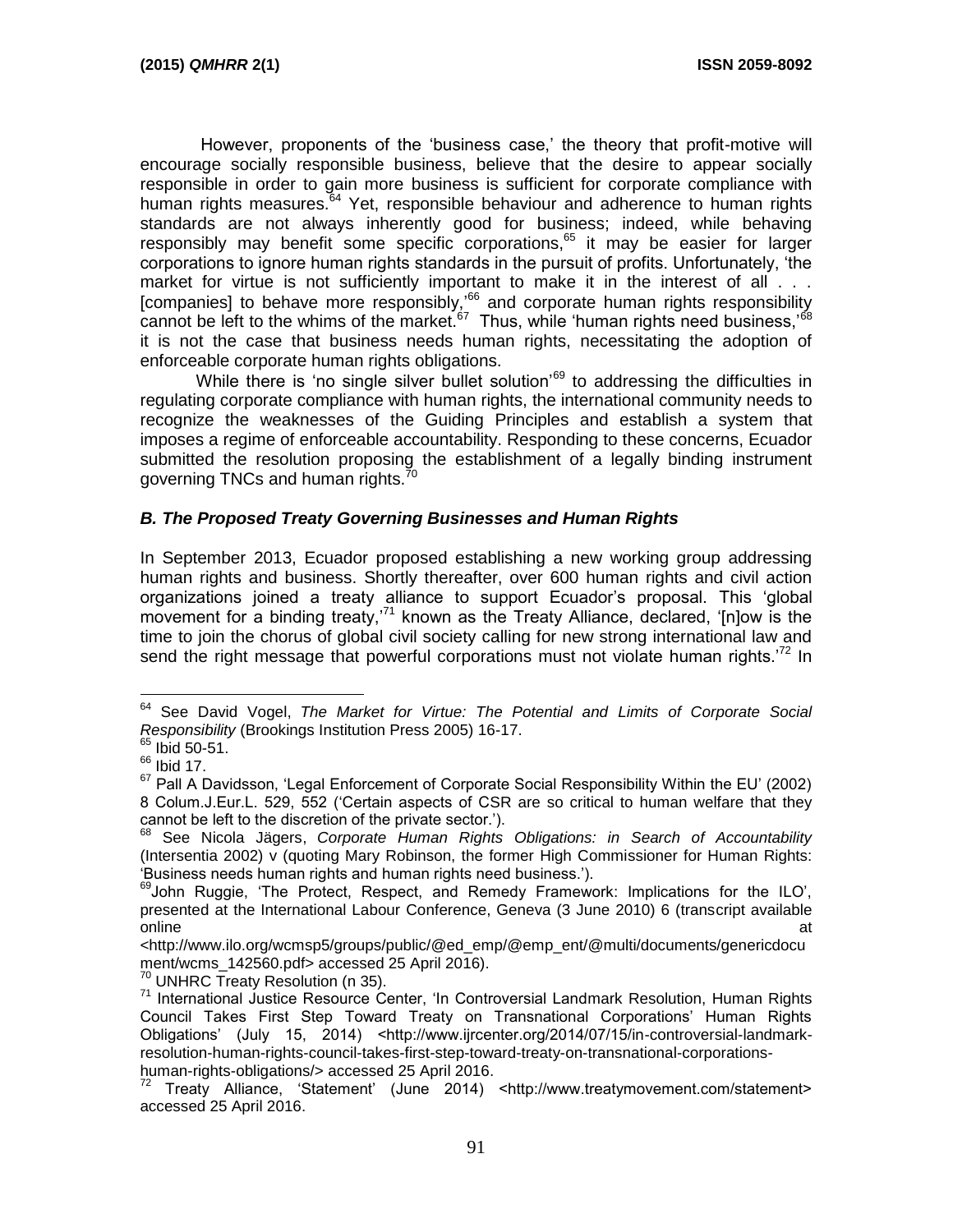However, proponents of the 'business case,' the theory that profit-motive will encourage socially responsible business, believe that the desire to appear socially responsible in order to gain more business is sufficient for corporate compliance with human rights measures.[64] Yet, responsible behaviour and adherence to human rights standards are not always inherently good for business; indeed, while behaving responsibly may benefit some specific corporations,[65] it may be easier for larger corporations to ignore human rights standards in the pursuit of profits. Unfortunately, 'the market for virtue is not sufficiently important to make it in the interest of all . . . [companies] to behave more responsibly,'[66] and corporate human rights responsibility cannot be left to the whims of the market.[67] Thus, while 'human rights need business,'[68] it is not the case that business needs human rights, necessitating the adoption of enforceable corporate human rights obligations.

While there is 'no single silver bullet solution'[69] to addressing the difficulties in regulating corporate compliance with human rights, the international community needs to recognize the weaknesses of the Guiding Principles and establish a system that imposes a regime of enforceable accountability. Responding to these concerns, Ecuador submitted the resolution proposing the establishment of a legally binding instrument governing TNCs and human rights.[70]

### *B. The Proposed Treaty Governing Businesses and Human Rights*

In September 2013, Ecuador proposed establishing a new working group addressing human rights and business. Shortly thereafter, over 600 human rights and civil action organizations joined a treaty alliance to support Ecuador's proposal. This 'global movement for a binding treaty,'[71] known as the Treaty Alliance, declared, '[n]ow is the time to join the chorus of global civil society calling for new strong international law and send the right message that powerful corporations must not violate human rights.'[72] In

---

[64] See David Vogel, *The Market for Virtue: The Potential and Limits of Corporate Social Responsibility* (Brookings Institution Press 2005) 16-17.

[65] Ibid 50-51.

[66] Ibid 17.

[67] Pall A Davidsson, 'Legal Enforcement of Corporate Social Responsibility Within the EU' (2002) 8 Colum.J.Eur.L. 529, 552 ('Certain aspects of CSR are so critical to human welfare that they cannot be left to the discretion of the private sector.').

[68] See Nicola Jägers, *Corporate Human Rights Obligations: in Search of Accountability* (Intersentia 2002) v (quoting Mary Robinson, the former High Commissioner for Human Rights: 'Business needs human rights and human rights need business.').

[69] John Ruggie, 'The Protect, Respect, and Remedy Framework: Implications for the ILO', presented at the International Labour Conference, Geneva (3 June 2010) 6 (transcript available online at <http://www.ilo.org/wcmsp5/groups/public/@ed_emp/@emp_ent/@multi/documents/genericdocument/wcms_142560.pdf> accessed 25 April 2016).

[70] UNHRC Treaty Resolution (n 35).

[71] International Justice Resource Center, 'In Controversial Landmark Resolution, Human Rights Council Takes First Step Toward Treaty on Transnational Corporations' Human Rights Obligations' (July 15, 2014) <http://www.ijrcenter.org/2014/07/15/in-controversial-landmark-resolution-human-rights-council-takes-first-step-toward-treaty-on-transnational-corporations-human-rights-obligations/> accessed 25 April 2016.

[72] Treaty Alliance, 'Statement' (June 2014) <http://www.treatymovement.com/statement> accessed 25 April 2016.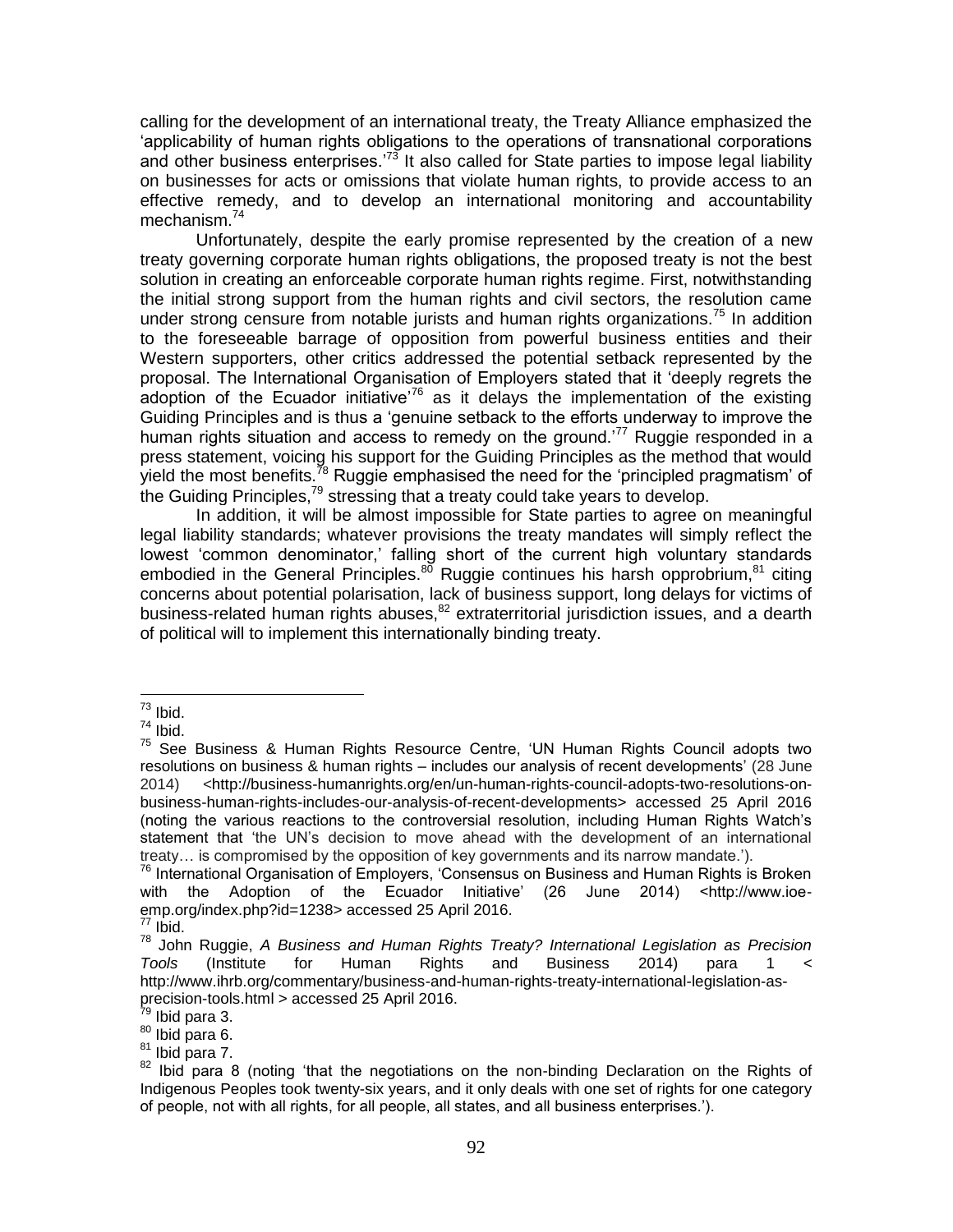calling for the development of an international treaty, the Treaty Alliance emphasized the 'applicability of human rights obligations to the operations of transnational corporations and other business enterprises.'[73] It also called for State parties to impose legal liability on businesses for acts or omissions that violate human rights, to provide access to an effective remedy, and to develop an international monitoring and accountability mechanism.[74]

Unfortunately, despite the early promise represented by the creation of a new treaty governing corporate human rights obligations, the proposed treaty is not the best solution in creating an enforceable corporate human rights regime. First, notwithstanding the initial strong support from the human rights and civil sectors, the resolution came under strong censure from notable jurists and human rights organizations.[75] In addition to the foreseeable barrage of opposition from powerful business entities and their Western supporters, other critics addressed the potential setback represented by the proposal. The International Organisation of Employers stated that it 'deeply regrets the adoption of the Ecuador initiative'[76] as it delays the implementation of the existing Guiding Principles and is thus a 'genuine setback to the efforts underway to improve the human rights situation and access to remedy on the ground.'[77] Ruggie responded in a press statement, voicing his support for the Guiding Principles as the method that would yield the most benefits.[78] Ruggie emphasised the need for the 'principled pragmatism' of the Guiding Principles,[79] stressing that a treaty could take years to develop.

In addition, it will be almost impossible for State parties to agree on meaningful legal liability standards; whatever provisions the treaty mandates will simply reflect the lowest 'common denominator,' falling short of the current high voluntary standards embodied in the General Principles.[80] Ruggie continues his harsh opprobrium,[81] citing concerns about potential polarisation, lack of business support, long delays for victims of business-related human rights abuses,[82] extraterritorial jurisdiction issues, and a dearth of political will to implement this internationally binding treaty.

---

[73] Ibid.

[74] Ibid.

[75] See Business & Human Rights Resource Centre, 'UN Human Rights Council adopts two resolutions on business & human rights – includes our analysis of recent developments' (28 June 2014) <http://business-humanrights.org/en/un-human-rights-council-adopts-two-resolutions-on-business-human-rights-includes-our-analysis-of-recent-developments> accessed 25 April 2016 (noting the various reactions to the controversial resolution, including Human Rights Watch's statement that 'the UN's decision to move ahead with the development of an international treaty… is compromised by the opposition of key governments and its narrow mandate.').

[76] International Organisation of Employers, 'Consensus on Business and Human Rights is Broken with the Adoption of the Ecuador Initiative' (26 June 2014) <http://www.ioe-emp.org/index.php?id=1238> accessed 25 April 2016.

[77] Ibid.

[78] John Ruggie, *A Business and Human Rights Treaty? International Legislation as Precision Tools* (Institute for Human Rights and Business 2014) para 1 < http://www.ihrb.org/commentary/business-and-human-rights-treaty-international-legislation-as-precision-tools.html > accessed 25 April 2016.

[79] Ibid para 3.

[80] Ibid para 6.

[81] Ibid para 7.

[82] Ibid para 8 (noting 'that the negotiations on the non-binding Declaration on the Rights of Indigenous Peoples took twenty-six years, and it only deals with one set of rights for one category of people, not with all rights, for all people, all states, and all business enterprises.').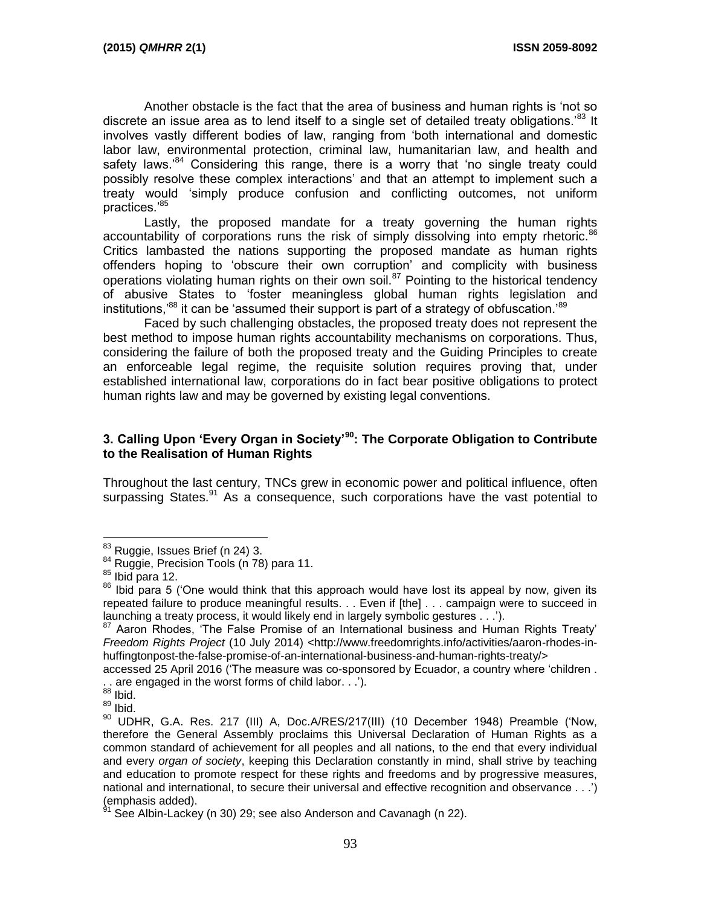Another obstacle is the fact that the area of business and human rights is 'not so discrete an issue area as to lend itself to a single set of detailed treaty obligations.'[83] It involves vastly different bodies of law, ranging from 'both international and domestic labor law, environmental protection, criminal law, humanitarian law, and health and safety laws.'[84] Considering this range, there is a worry that 'no single treaty could possibly resolve these complex interactions' and that an attempt to implement such a treaty would 'simply produce confusion and conflicting outcomes, not uniform practices.'[85]

Lastly, the proposed mandate for a treaty governing the human rights accountability of corporations runs the risk of simply dissolving into empty rhetoric.[86] Critics lambasted the nations supporting the proposed mandate as human rights offenders hoping to 'obscure their own corruption' and complicity with business operations violating human rights on their own soil.[87] Pointing to the historical tendency of abusive States to 'foster meaningless global human rights legislation and institutions,'[88] it can be 'assumed their support is part of a strategy of obfuscation.'[89]

Faced by such challenging obstacles, the proposed treaty does not represent the best method to impose human rights accountability mechanisms on corporations. Thus, considering the failure of both the proposed treaty and the Guiding Principles to create an enforceable legal regime, the requisite solution requires proving that, under established international law, corporations do in fact bear positive obligations to protect human rights law and may be governed by existing legal conventions.

## 3. Calling Upon 'Every Organ in Society'[90]: The Corporate Obligation to Contribute to the Realisation of Human Rights

Throughout the last century, TNCs grew in economic power and political influence, often surpassing States.[91] As a consequence, such corporations have the vast potential to

---

[83] Ruggie, Issues Brief (n 24) 3.

[84] Ruggie, Precision Tools (n 78) para 11.

[85] Ibid para 12.

[86] Ibid para 5 ('One would think that this approach would have lost its appeal by now, given its repeated failure to produce meaningful results. . . Even if [the] . . . campaign were to succeed in launching a treaty process, it would likely end in largely symbolic gestures . . .').

[87] Aaron Rhodes, 'The False Promise of an International business and Human Rights Treaty' *Freedom Rights Project* (10 July 2014) <http://www.freedomrights.info/activities/aaron-rhodes-in-huffingtonpost-the-false-promise-of-an-international-business-and-human-rights-treaty/> accessed 25 April 2016 ('The measure was co-sponsored by Ecuador, a country where 'children . . . are engaged in the worst forms of child labor. . .').

[88] Ibid.

[89] Ibid.

[90] UDHR, G.A. Res. 217 (III) A, Doc.A/RES/217(III) (10 December 1948) Preamble ('Now, therefore the General Assembly proclaims this Universal Declaration of Human Rights as a common standard of achievement for all peoples and all nations, to the end that every individual and every *organ of society*, keeping this Declaration constantly in mind, shall strive by teaching and education to promote respect for these rights and freedoms and by progressive measures, national and international, to secure their universal and effective recognition and observance . . .') (emphasis added).

[91] See Albin-Lackey (n 30) 29; see also Anderson and Cavanagh (n 22).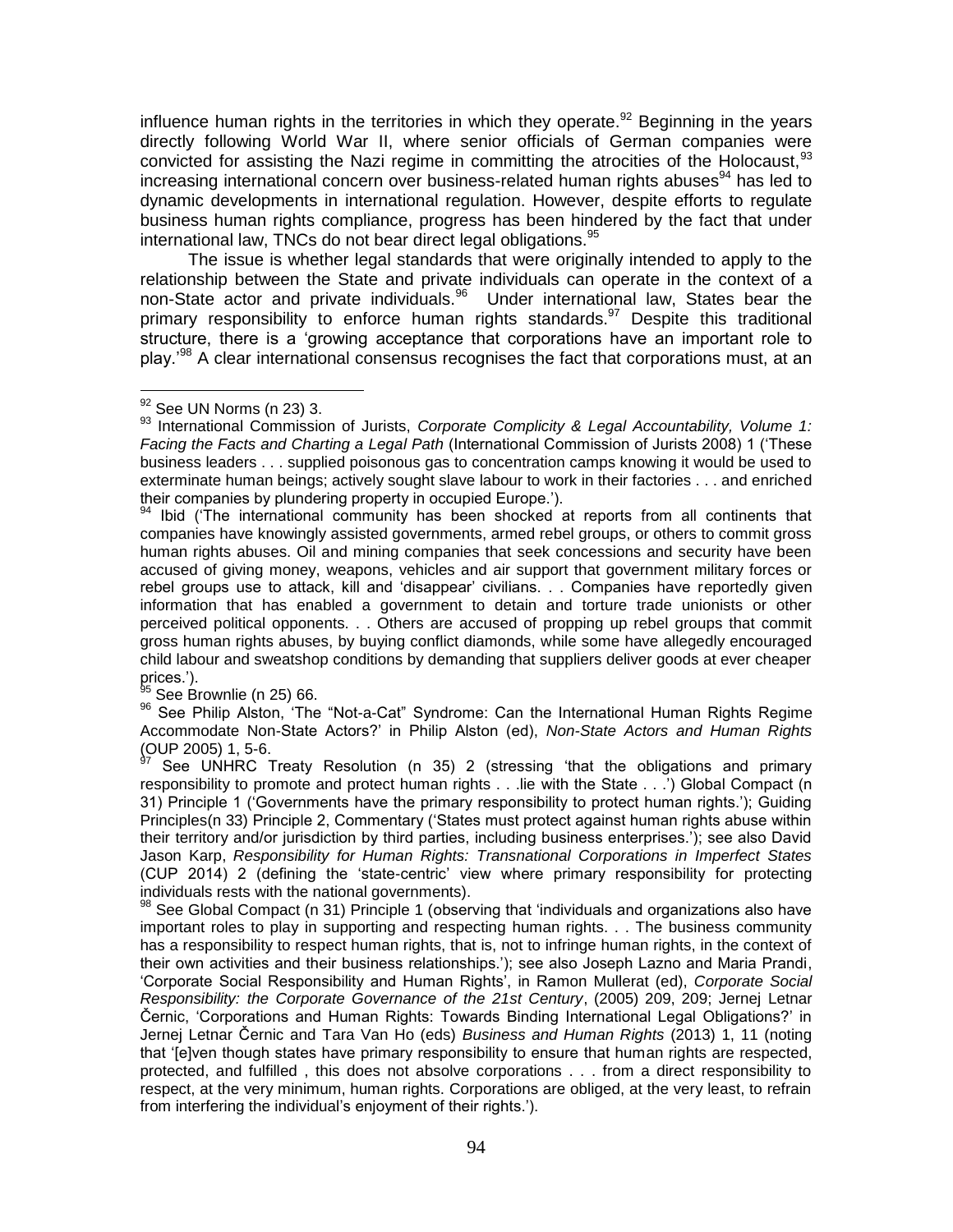influence human rights in the territories in which they operate.[92] Beginning in the years directly following World War II, where senior officials of German companies were convicted for assisting the Nazi regime in committing the atrocities of the Holocaust,[93] increasing international concern over business-related human rights abuses[94] has led to dynamic developments in international regulation. However, despite efforts to regulate business human rights compliance, progress has been hindered by the fact that under international law, TNCs do not bear direct legal obligations.[95]

The issue is whether legal standards that were originally intended to apply to the relationship between the State and private individuals can operate in the context of a non-State actor and private individuals.[96] Under international law, States bear the primary responsibility to enforce human rights standards.[97] Despite this traditional structure, there is a 'growing acceptance that corporations have an important role to play.'[98] A clear international consensus recognises the fact that corporations must, at an

---

[92] See UN Norms (n 23) 3.

[93] International Commission of Jurists, *Corporate Complicity & Legal Accountability, Volume 1: Facing the Facts and Charting a Legal Path* (International Commission of Jurists 2008) 1 ('These business leaders . . . supplied poisonous gas to concentration camps knowing it would be used to exterminate human beings; actively sought slave labour to work in their factories . . . and enriched their companies by plundering property in occupied Europe.').

[94] Ibid ('The international community has been shocked at reports from all continents that companies have knowingly assisted governments, armed rebel groups, or others to commit gross human rights abuses. Oil and mining companies that seek concessions and security have been accused of giving money, weapons, vehicles and air support that government military forces or rebel groups use to attack, kill and 'disappear' civilians. . . Companies have reportedly given information that has enabled a government to detain and torture trade unionists or other perceived political opponents. . . Others are accused of propping up rebel groups that commit gross human rights abuses, by buying conflict diamonds, while some have allegedly encouraged child labour and sweatshop conditions by demanding that suppliers deliver goods at ever cheaper prices.').

[95] See Brownlie (n 25) 66.

[96] See Philip Alston, 'The "Not-a-Cat" Syndrome: Can the International Human Rights Regime Accommodate Non-State Actors?' in Philip Alston (ed), *Non-State Actors and Human Rights* (OUP 2005) 1, 5-6.

[97] See UNHRC Treaty Resolution (n 35) 2 (stressing 'that the obligations and primary responsibility to promote and protect human rights . . .lie with the State . . .') Global Compact (n 31) Principle 1 ('Governments have the primary responsibility to protect human rights.'); Guiding Principles(n 33) Principle 2, Commentary ('States must protect against human rights abuse within their territory and/or jurisdiction by third parties, including business enterprises.'); see also David Jason Karp, *Responsibility for Human Rights: Transnational Corporations in Imperfect States* (CUP 2014) 2 (defining the 'state-centric' view where primary responsibility for protecting individuals rests with the national governments).

[98] See Global Compact (n 31) Principle 1 (observing that 'individuals and organizations also have important roles to play in supporting and respecting human rights. . . The business community has a responsibility to respect human rights, that is, not to infringe human rights, in the context of their own activities and their business relationships.'); see also Joseph Lazno and Maria Prandi, 'Corporate Social Responsibility and Human Rights', in Ramon Mullerat (ed), *Corporate Social Responsibility: the Corporate Governance of the 21st Century*, (2005) 209, 209; Jernej Letnar Černic, 'Corporations and Human Rights: Towards Binding International Legal Obligations?' in Jernej Letnar Černic and Tara Van Ho (eds) *Business and Human Rights* (2013) 1, 11 (noting that '[e]ven though states have primary responsibility to ensure that human rights are respected, protected, and fulfilled , this does not absolve corporations . . . from a direct responsibility to respect, at the very minimum, human rights. Corporations are obliged, at the very least, to refrain from interfering the individual's enjoyment of their rights.').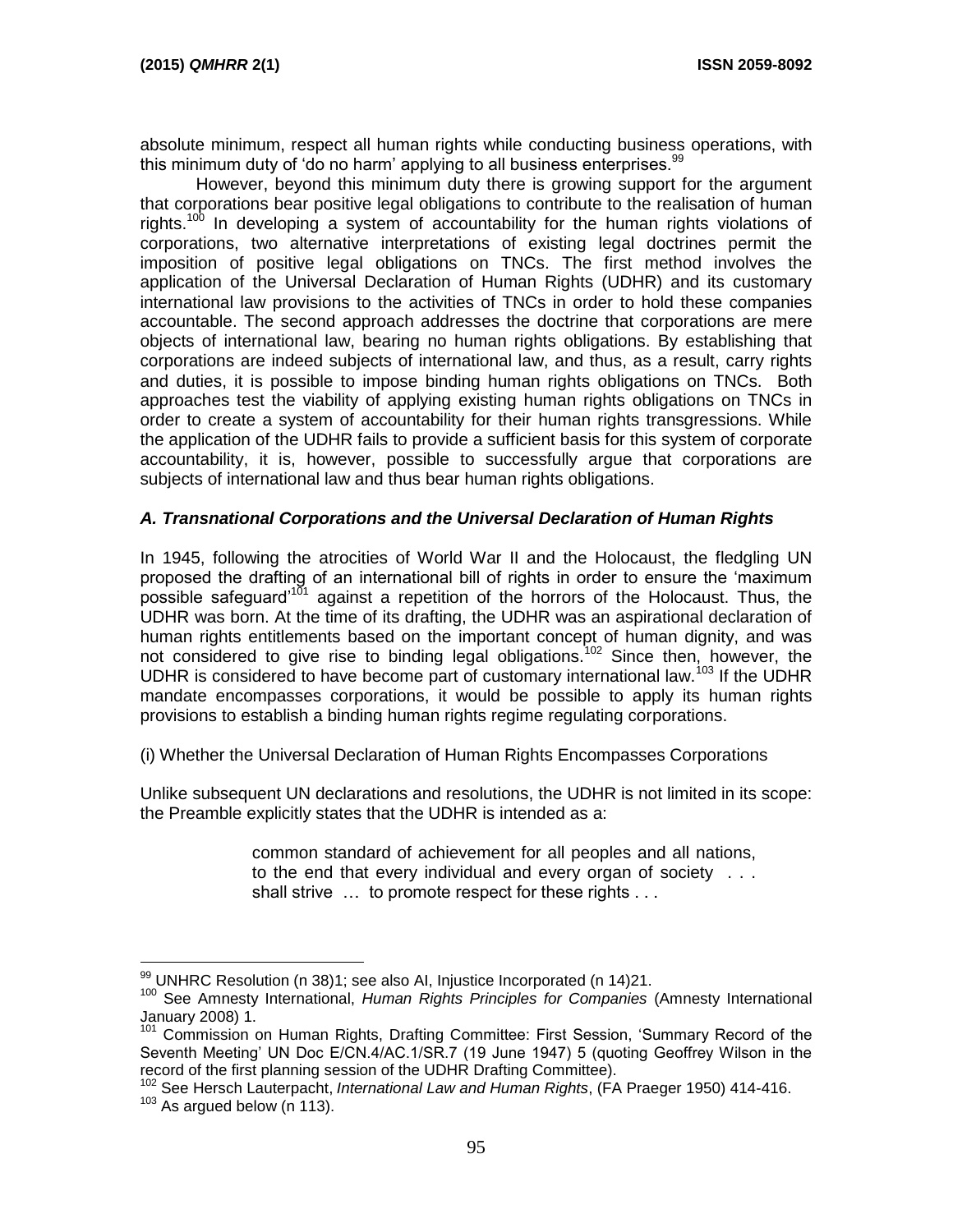absolute minimum, respect all human rights while conducting business operations, with this minimum duty of 'do no harm' applying to all business enterprises.[99]

However, beyond this minimum duty there is growing support for the argument that corporations bear positive legal obligations to contribute to the realisation of human rights.[100] In developing a system of accountability for the human rights violations of corporations, two alternative interpretations of existing legal doctrines permit the imposition of positive legal obligations on TNCs. The first method involves the application of the Universal Declaration of Human Rights (UDHR) and its customary international law provisions to the activities of TNCs in order to hold these companies accountable. The second approach addresses the doctrine that corporations are mere objects of international law, bearing no human rights obligations. By establishing that corporations are indeed subjects of international law, and thus, as a result, carry rights and duties, it is possible to impose binding human rights obligations on TNCs. Both approaches test the viability of applying existing human rights obligations on TNCs in order to create a system of accountability for their human rights transgressions. While the application of the UDHR fails to provide a sufficient basis for this system of corporate accountability, it is, however, possible to successfully argue that corporations are subjects of international law and thus bear human rights obligations.

### *A. Transnational Corporations and the Universal Declaration of Human Rights*

In 1945, following the atrocities of World War II and the Holocaust, the fledgling UN proposed the drafting of an international bill of rights in order to ensure the 'maximum possible safeguard'[101] against a repetition of the horrors of the Holocaust. Thus, the UDHR was born. At the time of its drafting, the UDHR was an aspirational declaration of human rights entitlements based on the important concept of human dignity, and was not considered to give rise to binding legal obligations.[102] Since then, however, the UDHR is considered to have become part of customary international law.[103] If the UDHR mandate encompasses corporations, it would be possible to apply its human rights provisions to establish a binding human rights regime regulating corporations.

(i) Whether the Universal Declaration of Human Rights Encompasses Corporations

Unlike subsequent UN declarations and resolutions, the UDHR is not limited in its scope: the Preamble explicitly states that the UDHR is intended as a:

> common standard of achievement for all peoples and all nations, to the end that every individual and every organ of society . . . shall strive … to promote respect for these rights . . .

---

[99] UNHRC Resolution (n 38)1; see also AI, Injustice Incorporated (n 14)21.

[100] See Amnesty International, *Human Rights Principles for Companies* (Amnesty International January 2008) 1.

[101] Commission on Human Rights, Drafting Committee: First Session, 'Summary Record of the Seventh Meeting' UN Doc E/CN.4/AC.1/SR.7 (19 June 1947) 5 (quoting Geoffrey Wilson in the record of the first planning session of the UDHR Drafting Committee).

[102] See Hersch Lauterpacht, *International Law and Human Rights*, (FA Praeger 1950) 414-416.

[103] As argued below (n 113).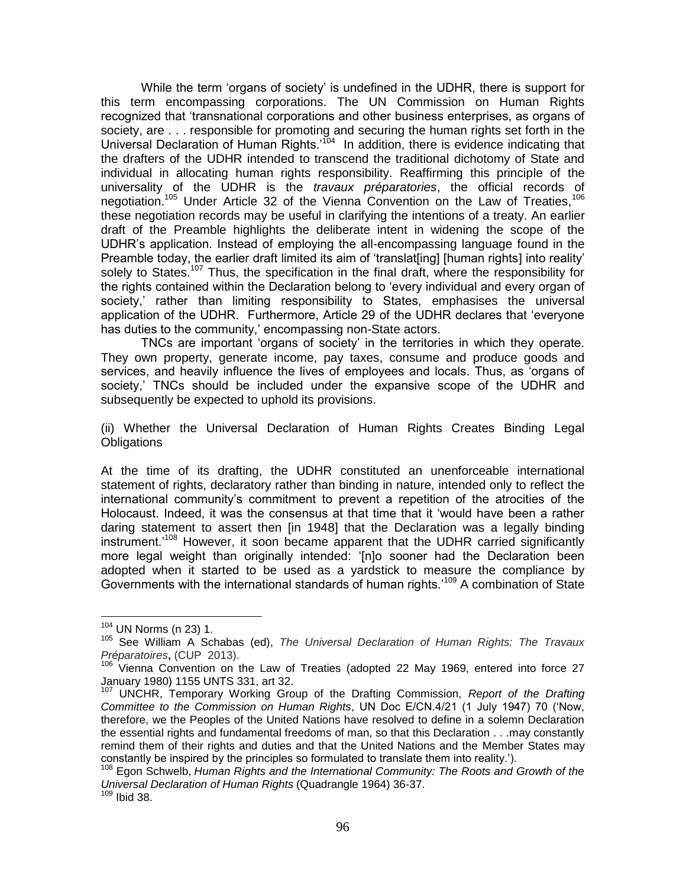While the term 'organs of society' is undefined in the UDHR, there is support for this term encompassing corporations. The UN Commission on Human Rights recognized that 'transnational corporations and other business enterprises, as organs of society, are . . . responsible for promoting and securing the human rights set forth in the Universal Declaration of Human Rights.'[104] In addition, there is evidence indicating that the drafters of the UDHR intended to transcend the traditional dichotomy of State and individual in allocating human rights responsibility. Reaffirming this principle of the universality of the UDHR is the *travaux préparatories*, the official records of negotiation.[105] Under Article 32 of the Vienna Convention on the Law of Treaties,[106] these negotiation records may be useful in clarifying the intentions of a treaty. An earlier draft of the Preamble highlights the deliberate intent in widening the scope of the UDHR's application. Instead of employing the all-encompassing language found in the Preamble today, the earlier draft limited its aim of 'translat[ing] [human rights] into reality' solely to States.[107] Thus, the specification in the final draft, where the responsibility for the rights contained within the Declaration belong to 'every individual and every organ of society,' rather than limiting responsibility to States, emphasises the universal application of the UDHR. Furthermore, Article 29 of the UDHR declares that 'everyone has duties to the community,' encompassing non-State actors.

TNCs are important 'organs of society' in the territories in which they operate. They own property, generate income, pay taxes, consume and produce goods and services, and heavily influence the lives of employees and locals. Thus, as 'organs of society,' TNCs should be included under the expansive scope of the UDHR and subsequently be expected to uphold its provisions.

(ii) Whether the Universal Declaration of Human Rights Creates Binding Legal Obligations

At the time of its drafting, the UDHR constituted an unenforceable international statement of rights, declaratory rather than binding in nature, intended only to reflect the international community's commitment to prevent a repetition of the atrocities of the Holocaust. Indeed, it was the consensus at that time that it 'would have been a rather daring statement to assert then [in 1948] that the Declaration was a legally binding instrument.'[108] However, it soon became apparent that the UDHR carried significantly more legal weight than originally intended: '[n]o sooner had the Declaration been adopted when it started to be used as a yardstick to measure the compliance by Governments with the international standards of human rights.'[109] A combination of State

---

[104] UN Norms (n 23) 1.

[105] See William A Schabas (ed), *The Universal Declaration of Human Rights: The Travaux Préparatoires*, (CUP 2013).

[106] Vienna Convention on the Law of Treaties (adopted 22 May 1969, entered into force 27 January 1980) 1155 UNTS 331, art 32.

[107] UNCHR, Temporary Working Group of the Drafting Commission, *Report of the Drafting Committee to the Commission on Human Rights*, UN Doc E/CN.4/21 (1 July 1947) 70 ('Now, therefore, we the Peoples of the United Nations have resolved to define in a solemn Declaration the essential rights and fundamental freedoms of man, so that this Declaration . . .may constantly remind them of their rights and duties and that the United Nations and the Member States may constantly be inspired by the principles so formulated to translate them into reality.').

[108] Egon Schwelb, *Human Rights and the International Community: The Roots and Growth of the Universal Declaration of Human Rights* (Quadrangle 1964) 36-37.

[109] Ibid 38.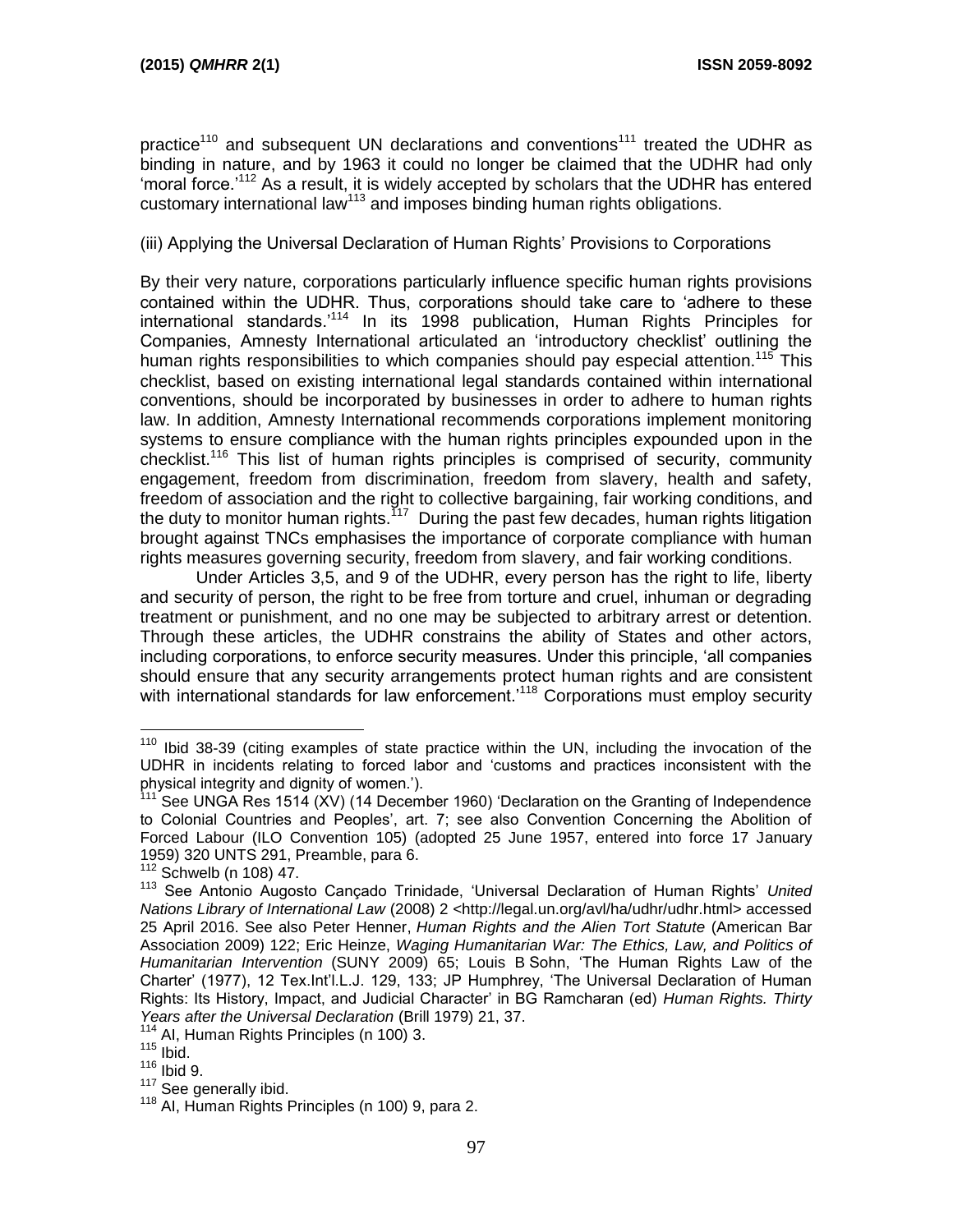practice[110] and subsequent UN declarations and conventions[111] treated the UDHR as binding in nature, and by 1963 it could no longer be claimed that the UDHR had only 'moral force.'[112] As a result, it is widely accepted by scholars that the UDHR has entered customary international law[113] and imposes binding human rights obligations.

(iii) Applying the Universal Declaration of Human Rights' Provisions to Corporations

By their very nature, corporations particularly influence specific human rights provisions contained within the UDHR. Thus, corporations should take care to 'adhere to these international standards.'[114] In its 1998 publication, Human Rights Principles for Companies, Amnesty International articulated an 'introductory checklist' outlining the human rights responsibilities to which companies should pay especial attention.[115] This checklist, based on existing international legal standards contained within international conventions, should be incorporated by businesses in order to adhere to human rights law. In addition, Amnesty International recommends corporations implement monitoring systems to ensure compliance with the human rights principles expounded upon in the checklist.[116] This list of human rights principles is comprised of security, community engagement, freedom from discrimination, freedom from slavery, health and safety, freedom of association and the right to collective bargaining, fair working conditions, and the duty to monitor human rights.[117] During the past few decades, human rights litigation brought against TNCs emphasises the importance of corporate compliance with human rights measures governing security, freedom from slavery, and fair working conditions.

Under Articles 3,5, and 9 of the UDHR, every person has the right to life, liberty and security of person, the right to be free from torture and cruel, inhuman or degrading treatment or punishment, and no one may be subjected to arbitrary arrest or detention. Through these articles, the UDHR constrains the ability of States and other actors, including corporations, to enforce security measures. Under this principle, 'all companies should ensure that any security arrangements protect human rights and are consistent with international standards for law enforcement.'[118] Corporations must employ security

---

[110] Ibid 38-39 (citing examples of state practice within the UN, including the invocation of the UDHR in incidents relating to forced labor and 'customs and practices inconsistent with the physical integrity and dignity of women.').

[111] See UNGA Res 1514 (XV) (14 December 1960) 'Declaration on the Granting of Independence to Colonial Countries and Peoples', art. 7; see also Convention Concerning the Abolition of Forced Labour (ILO Convention 105) (adopted 25 June 1957, entered into force 17 January 1959) 320 UNTS 291, Preamble, para 6.

[112] Schwelb (n 108) 47.

[113] See Antonio Augosto Cançado Trinidade, 'Universal Declaration of Human Rights' *United Nations Library of International Law* (2008) 2 <http://legal.un.org/avl/ha/udhr/udhr.html> accessed 25 April 2016. See also Peter Henner, *Human Rights and the Alien Tort Statute* (American Bar Association 2009) 122; Eric Heinze, *Waging Humanitarian War: The Ethics, Law, and Politics of Humanitarian Intervention* (SUNY 2009) 65; Louis B Sohn, 'The Human Rights Law of the Charter' (1977), 12 Tex.Int'l.L.J. 129, 133; JP Humphrey, 'The Universal Declaration of Human Rights: Its History, Impact, and Judicial Character' in BG Ramcharan (ed) *Human Rights. Thirty Years after the Universal Declaration* (Brill 1979) 21, 37.

[114] AI, Human Rights Principles (n 100) 3.

[115] Ibid.

[116] Ibid 9.

[117] See generally ibid.

[118] AI, Human Rights Principles (n 100) 9, para 2.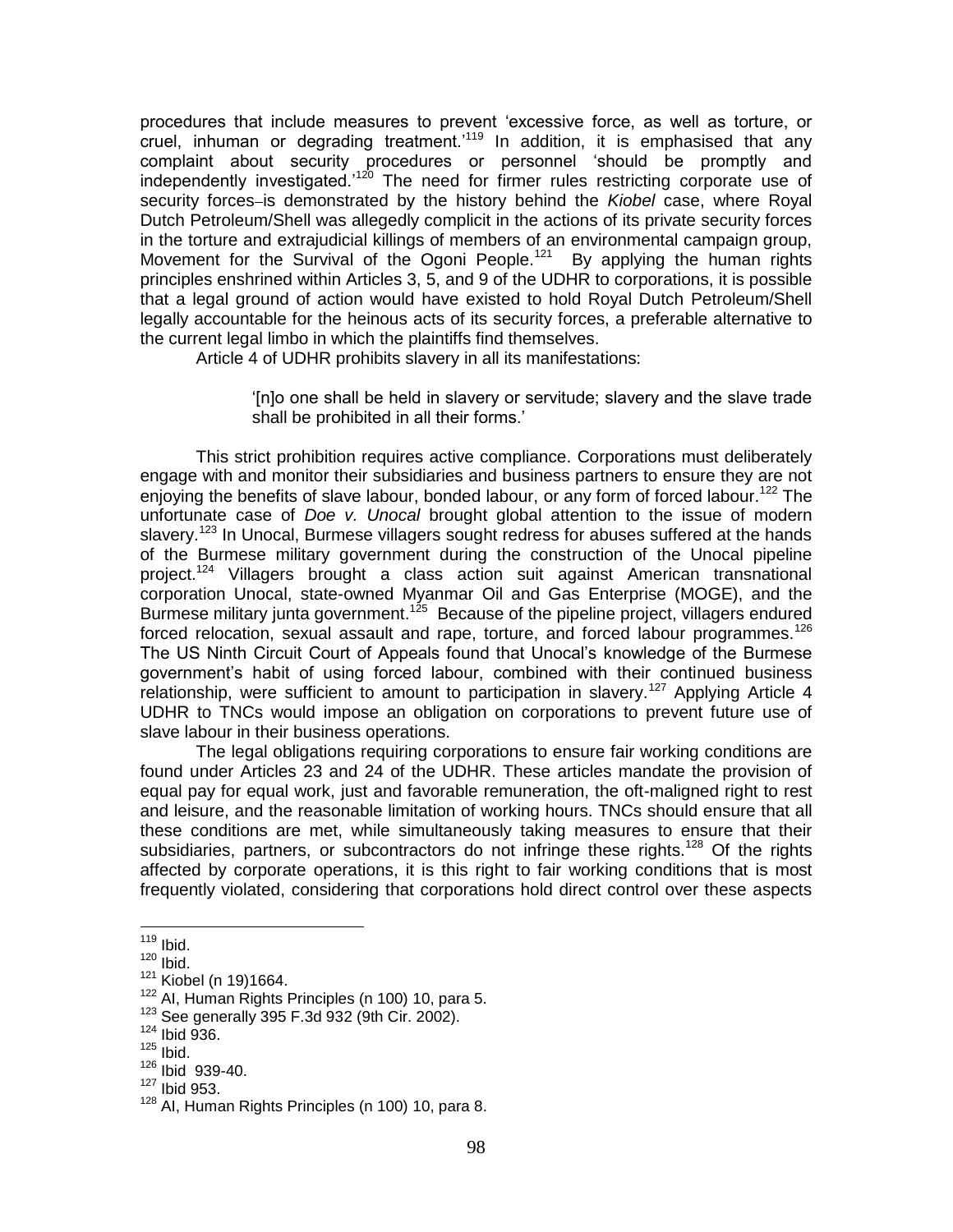procedures that include measures to prevent 'excessive force, as well as torture, or cruel, inhuman or degrading treatment.'[119] In addition, it is emphasised that any complaint about security procedures or personnel 'should be promptly and independently investigated.'[120] The need for firmer rules restricting corporate use of security forces–is demonstrated by the history behind the *Kiobel* case, where Royal Dutch Petroleum/Shell was allegedly complicit in the actions of its private security forces in the torture and extrajudicial killings of members of an environmental campaign group, Movement for the Survival of the Ogoni People.[121] By applying the human rights principles enshrined within Articles 3, 5, and 9 of the UDHR to corporations, it is possible that a legal ground of action would have existed to hold Royal Dutch Petroleum/Shell legally accountable for the heinous acts of its security forces, a preferable alternative to the current legal limbo in which the plaintiffs find themselves.

Article 4 of UDHR prohibits slavery in all its manifestations:

> '[n]o one shall be held in slavery or servitude; slavery and the slave trade shall be prohibited in all their forms.'

This strict prohibition requires active compliance. Corporations must deliberately engage with and monitor their subsidiaries and business partners to ensure they are not enjoying the benefits of slave labour, bonded labour, or any form of forced labour.[122] The unfortunate case of *Doe v. Unocal* brought global attention to the issue of modern slavery.[123] In Unocal, Burmese villagers sought redress for abuses suffered at the hands of the Burmese military government during the construction of the Unocal pipeline project.[124] Villagers brought a class action suit against American transnational corporation Unocal, state-owned Myanmar Oil and Gas Enterprise (MOGE), and the Burmese military junta government.[125] Because of the pipeline project, villagers endured forced relocation, sexual assault and rape, torture, and forced labour programmes.[126] The US Ninth Circuit Court of Appeals found that Unocal's knowledge of the Burmese government's habit of using forced labour, combined with their continued business relationship, were sufficient to amount to participation in slavery.[127] Applying Article 4 UDHR to TNCs would impose an obligation on corporations to prevent future use of slave labour in their business operations.

The legal obligations requiring corporations to ensure fair working conditions are found under Articles 23 and 24 of the UDHR. These articles mandate the provision of equal pay for equal work, just and favorable remuneration, the oft-maligned right to rest and leisure, and the reasonable limitation of working hours. TNCs should ensure that all these conditions are met, while simultaneously taking measures to ensure that their subsidiaries, partners, or subcontractors do not infringe these rights.[128] Of the rights affected by corporate operations, it is this right to fair working conditions that is most frequently violated, considering that corporations hold direct control over these aspects

---

[119] Ibid.
[120] Ibid.
[121] Kiobel (n 19)1664.
[122] AI, Human Rights Principles (n 100) 10, para 5.
[123] See generally 395 F.3d 932 (9th Cir. 2002).
[124] Ibid 936.
[125] Ibid.
[126] Ibid 939-40.
[127] Ibid 953.
[128] AI, Human Rights Principles (n 100) 10, para 8.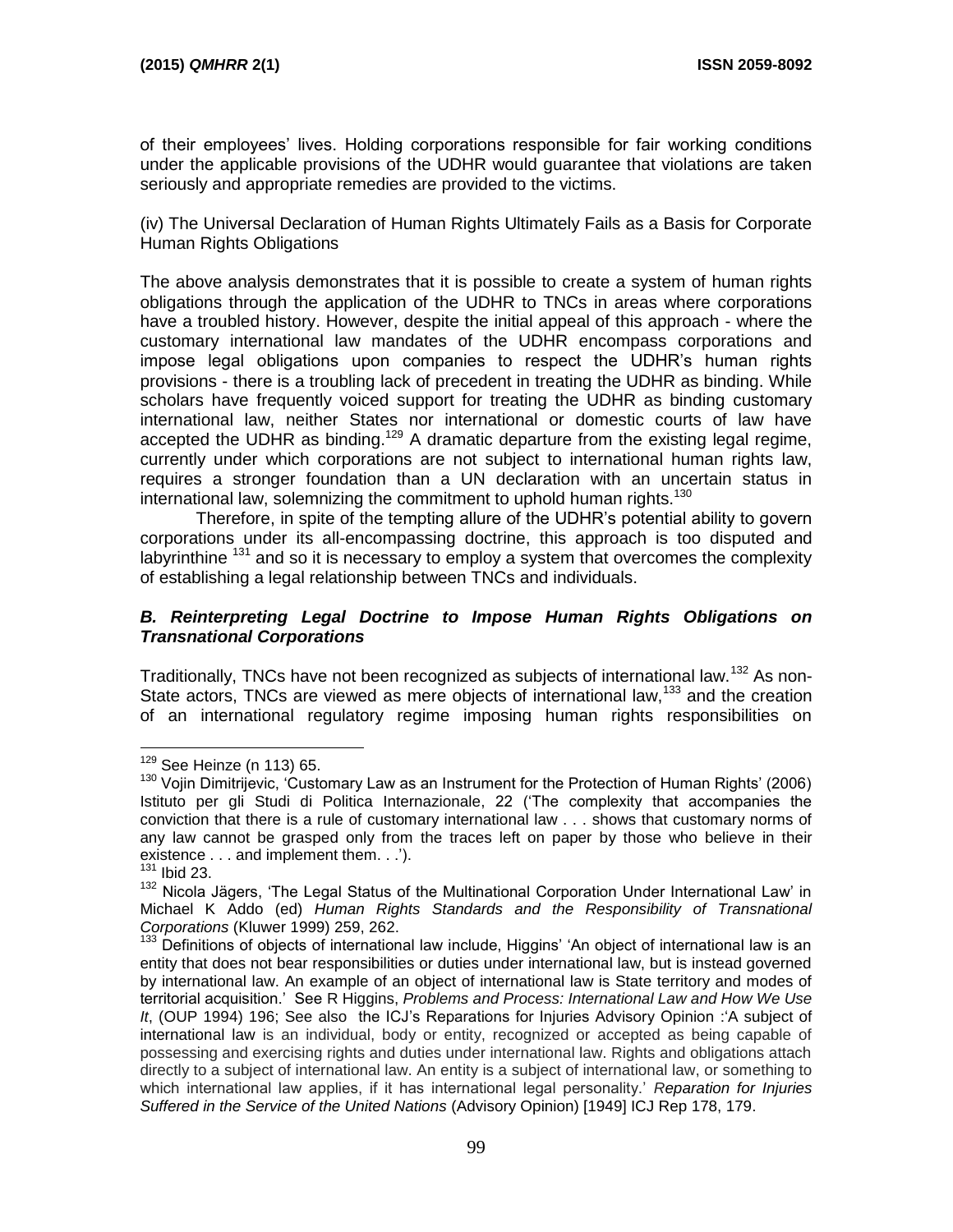of their employees' lives. Holding corporations responsible for fair working conditions under the applicable provisions of the UDHR would guarantee that violations are taken seriously and appropriate remedies are provided to the victims.

(iv) The Universal Declaration of Human Rights Ultimately Fails as a Basis for Corporate Human Rights Obligations

The above analysis demonstrates that it is possible to create a system of human rights obligations through the application of the UDHR to TNCs in areas where corporations have a troubled history. However, despite the initial appeal of this approach - where the customary international law mandates of the UDHR encompass corporations and impose legal obligations upon companies to respect the UDHR's human rights provisions - there is a troubling lack of precedent in treating the UDHR as binding. While scholars have frequently voiced support for treating the UDHR as binding customary international law, neither States nor international or domestic courts of law have accepted the UDHR as binding.[129] A dramatic departure from the existing legal regime, currently under which corporations are not subject to international human rights law, requires a stronger foundation than a UN declaration with an uncertain status in international law, solemnizing the commitment to uphold human rights.[130]

Therefore, in spite of the tempting allure of the UDHR's potential ability to govern corporations under its all-encompassing doctrine, this approach is too disputed and labyrinthine [131] and so it is necessary to employ a system that overcomes the complexity of establishing a legal relationship between TNCs and individuals.

### *B. Reinterpreting Legal Doctrine to Impose Human Rights Obligations on Transnational Corporations*

Traditionally, TNCs have not been recognized as subjects of international law.[132] As non-State actors, TNCs are viewed as mere objects of international law,[133] and the creation of an international regulatory regime imposing human rights responsibilities on

---

[129] See Heinze (n 113) 65.

[130] Vojin Dimitrijevic, 'Customary Law as an Instrument for the Protection of Human Rights' (2006) Istituto per gli Studi di Politica Internazionale, 22 ('The complexity that accompanies the conviction that there is a rule of customary international law . . . shows that customary norms of any law cannot be grasped only from the traces left on paper by those who believe in their existence . . . and implement them. . .').

[131] Ibid 23.

[132] Nicola Jägers, 'The Legal Status of the Multinational Corporation Under International Law' in Michael K Addo (ed) *Human Rights Standards and the Responsibility of Transnational Corporations* (Kluwer 1999) 259, 262.

[133] Definitions of objects of international law include, Higgins' 'An object of international law is an entity that does not bear responsibilities or duties under international law, but is instead governed by international law. An example of an object of international law is State territory and modes of territorial acquisition.' See R Higgins, *Problems and Process: International Law and How We Use It*, (OUP 1994) 196; See also the ICJ's Reparations for Injuries Advisory Opinion :'A subject of international law is an individual, body or entity, recognized or accepted as being capable of possessing and exercising rights and duties under international law. Rights and obligations attach directly to a subject of international law. An entity is a subject of international law, or something to which international law applies, if it has international legal personality.' *Reparation for Injuries Suffered in the Service of the United Nations* (Advisory Opinion) [1949] ICJ Rep 178, 179.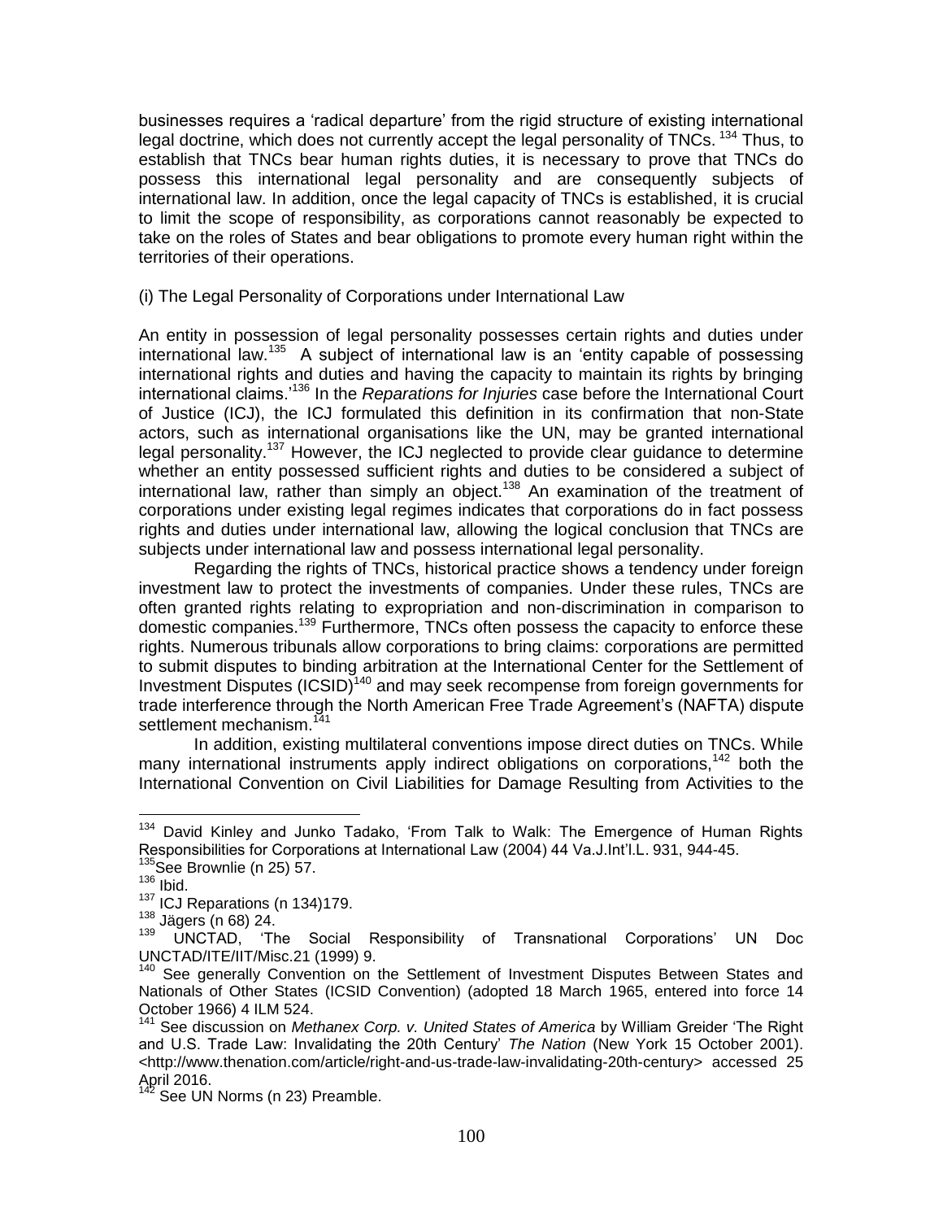businesses requires a 'radical departure' from the rigid structure of existing international legal doctrine, which does not currently accept the legal personality of TNCs. [134] Thus, to establish that TNCs bear human rights duties, it is necessary to prove that TNCs do possess this international legal personality and are consequently subjects of international law. In addition, once the legal capacity of TNCs is established, it is crucial to limit the scope of responsibility, as corporations cannot reasonably be expected to take on the roles of States and bear obligations to promote every human right within the territories of their operations.

(i) The Legal Personality of Corporations under International Law

An entity in possession of legal personality possesses certain rights and duties under international law.[135] A subject of international law is an 'entity capable of possessing international rights and duties and having the capacity to maintain its rights by bringing international claims.'[136] In the *Reparations for Injuries* case before the International Court of Justice (ICJ), the ICJ formulated this definition in its confirmation that non-State actors, such as international organisations like the UN, may be granted international legal personality.[137] However, the ICJ neglected to provide clear guidance to determine whether an entity possessed sufficient rights and duties to be considered a subject of international law, rather than simply an object.[138] An examination of the treatment of corporations under existing legal regimes indicates that corporations do in fact possess rights and duties under international law, allowing the logical conclusion that TNCs are subjects under international law and possess international legal personality.

Regarding the rights of TNCs, historical practice shows a tendency under foreign investment law to protect the investments of companies. Under these rules, TNCs are often granted rights relating to expropriation and non-discrimination in comparison to domestic companies.[139] Furthermore, TNCs often possess the capacity to enforce these rights. Numerous tribunals allow corporations to bring claims: corporations are permitted to submit disputes to binding arbitration at the International Center for the Settlement of Investment Disputes (ICSID)[140] and may seek recompense from foreign governments for trade interference through the North American Free Trade Agreement's (NAFTA) dispute settlement mechanism.[141]

In addition, existing multilateral conventions impose direct duties on TNCs. While many international instruments apply indirect obligations on corporations,[142] both the International Convention on Civil Liabilities for Damage Resulting from Activities to the

---

[134] David Kinley and Junko Tadako, 'From Talk to Walk: The Emergence of Human Rights Responsibilities for Corporations at International Law (2004) 44 Va.J.Int'l.L. 931, 944-45.

[135] See Brownlie (n 25) 57.

[136] Ibid.

[137] ICJ Reparations (n 134)179.

[138] Jägers (n 68) 24.

[139] UNCTAD, 'The Social Responsibility of Transnational Corporations' UN Doc UNCTAD/ITE/IIT/Misc.21 (1999) 9.

[140] See generally Convention on the Settlement of Investment Disputes Between States and Nationals of Other States (ICSID Convention) (adopted 18 March 1965, entered into force 14 October 1966) 4 ILM 524.

[141] See discussion on *Methanex Corp. v. United States of America* by William Greider 'The Right and U.S. Trade Law: Invalidating the 20th Century' *The Nation* (New York 15 October 2001). <http://www.thenation.com/article/right-and-us-trade-law-invalidating-20th-century> accessed 25 April 2016.

[142] See UN Norms (n 23) Preamble.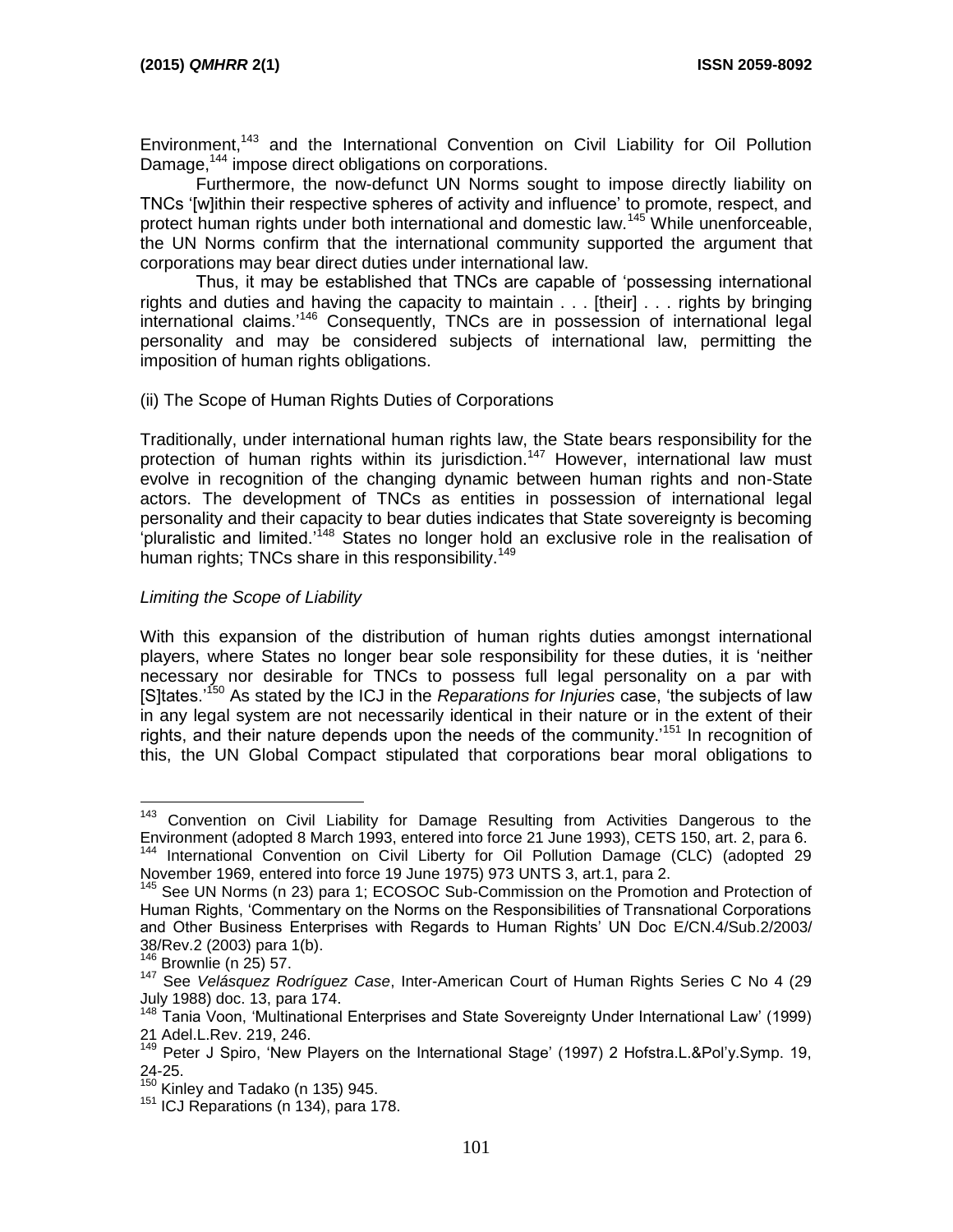Environment,[143] and the International Convention on Civil Liability for Oil Pollution Damage,[144] impose direct obligations on corporations.

Furthermore, the now-defunct UN Norms sought to impose directly liability on TNCs '[w]ithin their respective spheres of activity and influence' to promote, respect, and protect human rights under both international and domestic law.[145] While unenforceable, the UN Norms confirm that the international community supported the argument that corporations may bear direct duties under international law.

Thus, it may be established that TNCs are capable of 'possessing international rights and duties and having the capacity to maintain . . . [their] . . . rights by bringing international claims.'[146] Consequently, TNCs are in possession of international legal personality and may be considered subjects of international law, permitting the imposition of human rights obligations.

(ii) The Scope of Human Rights Duties of Corporations

Traditionally, under international human rights law, the State bears responsibility for the protection of human rights within its jurisdiction.[147] However, international law must evolve in recognition of the changing dynamic between human rights and non-State actors. The development of TNCs as entities in possession of international legal personality and their capacity to bear duties indicates that State sovereignty is becoming 'pluralistic and limited.'[148] States no longer hold an exclusive role in the realisation of human rights; TNCs share in this responsibility.[149]

*Limiting the Scope of Liability*

With this expansion of the distribution of human rights duties amongst international players, where States no longer bear sole responsibility for these duties, it is 'neither necessary nor desirable for TNCs to possess full legal personality on a par with [S]tates.'[150] As stated by the ICJ in the *Reparations for Injuries* case, 'the subjects of law in any legal system are not necessarily identical in their nature or in the extent of their rights, and their nature depends upon the needs of the community.'[151] In recognition of this, the UN Global Compact stipulated that corporations bear moral obligations to

---

[143] Convention on Civil Liability for Damage Resulting from Activities Dangerous to the Environment (adopted 8 March 1993, entered into force 21 June 1993), CETS 150, art. 2, para 6.

[144] International Convention on Civil Liberty for Oil Pollution Damage (CLC) (adopted 29 November 1969, entered into force 19 June 1975) 973 UNTS 3, art.1, para 2.

[145] See UN Norms (n 23) para 1; ECOSOC Sub-Commission on the Promotion and Protection of Human Rights, 'Commentary on the Norms on the Responsibilities of Transnational Corporations and Other Business Enterprises with Regards to Human Rights' UN Doc E/CN.4/Sub.2/2003/38/Rev.2 (2003) para 1(b).

[146] Brownlie (n 25) 57.

[147] See *Velásquez Rodríguez Case*, Inter-American Court of Human Rights Series C No 4 (29 July 1988) doc. 13, para 174.

[148] Tania Voon, 'Multinational Enterprises and State Sovereignty Under International Law' (1999) 21 Adel.L.Rev. 219, 246.

[149] Peter J Spiro, 'New Players on the International Stage' (1997) 2 Hofstra.L.&Pol'y.Symp. 19, 24-25.

[150] Kinley and Tadako (n 135) 945.

[151] ICJ Reparations (n 134), para 178.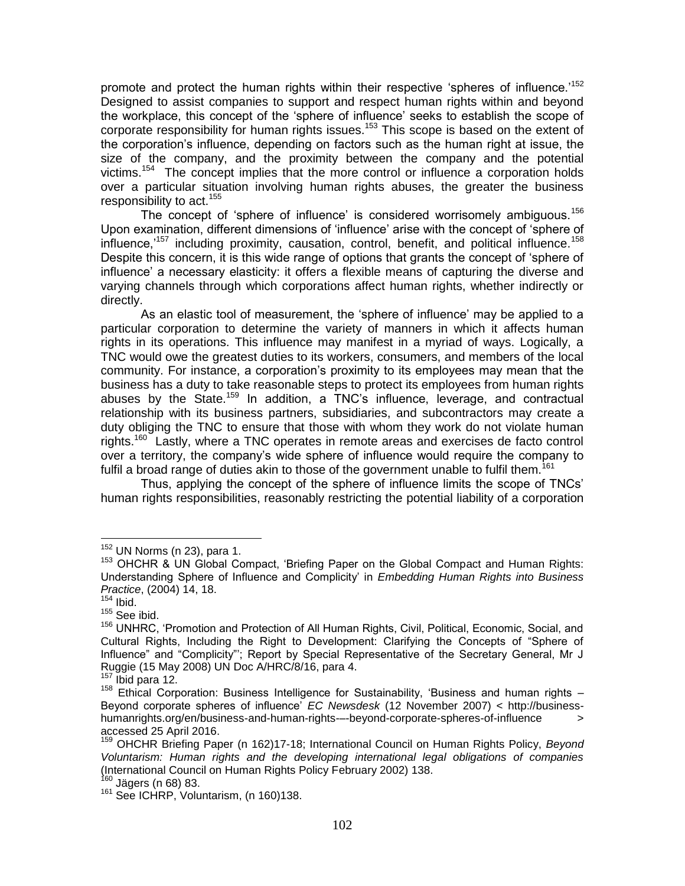promote and protect the human rights within their respective 'spheres of influence.'[152] Designed to assist companies to support and respect human rights within and beyond the workplace, this concept of the 'sphere of influence' seeks to establish the scope of corporate responsibility for human rights issues.[153] This scope is based on the extent of the corporation's influence, depending on factors such as the human right at issue, the size of the company, and the proximity between the company and the potential victims.[154] The concept implies that the more control or influence a corporation holds over a particular situation involving human rights abuses, the greater the business responsibility to act.[155]

The concept of 'sphere of influence' is considered worrisomely ambiguous.[156] Upon examination, different dimensions of 'influence' arise with the concept of 'sphere of influence,'[157] including proximity, causation, control, benefit, and political influence.[158] Despite this concern, it is this wide range of options that grants the concept of 'sphere of influence' a necessary elasticity: it offers a flexible means of capturing the diverse and varying channels through which corporations affect human rights, whether indirectly or directly.

As an elastic tool of measurement, the 'sphere of influence' may be applied to a particular corporation to determine the variety of manners in which it affects human rights in its operations. This influence may manifest in a myriad of ways. Logically, a TNC would owe the greatest duties to its workers, consumers, and members of the local community. For instance, a corporation's proximity to its employees may mean that the business has a duty to take reasonable steps to protect its employees from human rights abuses by the State.[159] In addition, a TNC's influence, leverage, and contractual relationship with its business partners, subsidiaries, and subcontractors may create a duty obliging the TNC to ensure that those with whom they work do not violate human rights.[160] Lastly, where a TNC operates in remote areas and exercises de facto control over a territory, the company's wide sphere of influence would require the company to fulfil a broad range of duties akin to those of the government unable to fulfil them.[161]

Thus, applying the concept of the sphere of influence limits the scope of TNCs' human rights responsibilities, reasonably restricting the potential liability of a corporation

---

[152] UN Norms (n 23), para 1.

[153] OHCHR & UN Global Compact, 'Briefing Paper on the Global Compact and Human Rights: Understanding Sphere of Influence and Complicity' in *Embedding Human Rights into Business Practice*, (2004) 14, 18.

[154] Ibid.

[155] See ibid.

[156] UNHRC, 'Promotion and Protection of All Human Rights, Civil, Political, Economic, Social, and Cultural Rights, Including the Right to Development: Clarifying the Concepts of "Sphere of Influence" and "Complicity"'; Report by Special Representative of the Secretary General, Mr J Ruggie (15 May 2008) UN Doc A/HRC/8/16, para 4.

[157] Ibid para 12.

[158] Ethical Corporation: Business Intelligence for Sustainability, 'Business and human rights – Beyond corporate spheres of influence' *EC Newsdesk* (12 November 2007) < http://business-humanrights.org/en/business-and-human-rights-–-beyond-corporate-spheres-of-influence > accessed 25 April 2016.

[159] OHCHR Briefing Paper (n 162)17-18; International Council on Human Rights Policy, *Beyond Voluntarism: Human rights and the developing international legal obligations of companies* (International Council on Human Rights Policy February 2002) 138.

[160] Jägers (n 68) 83.

[161] See ICHRP, Voluntarism, (n 160)138.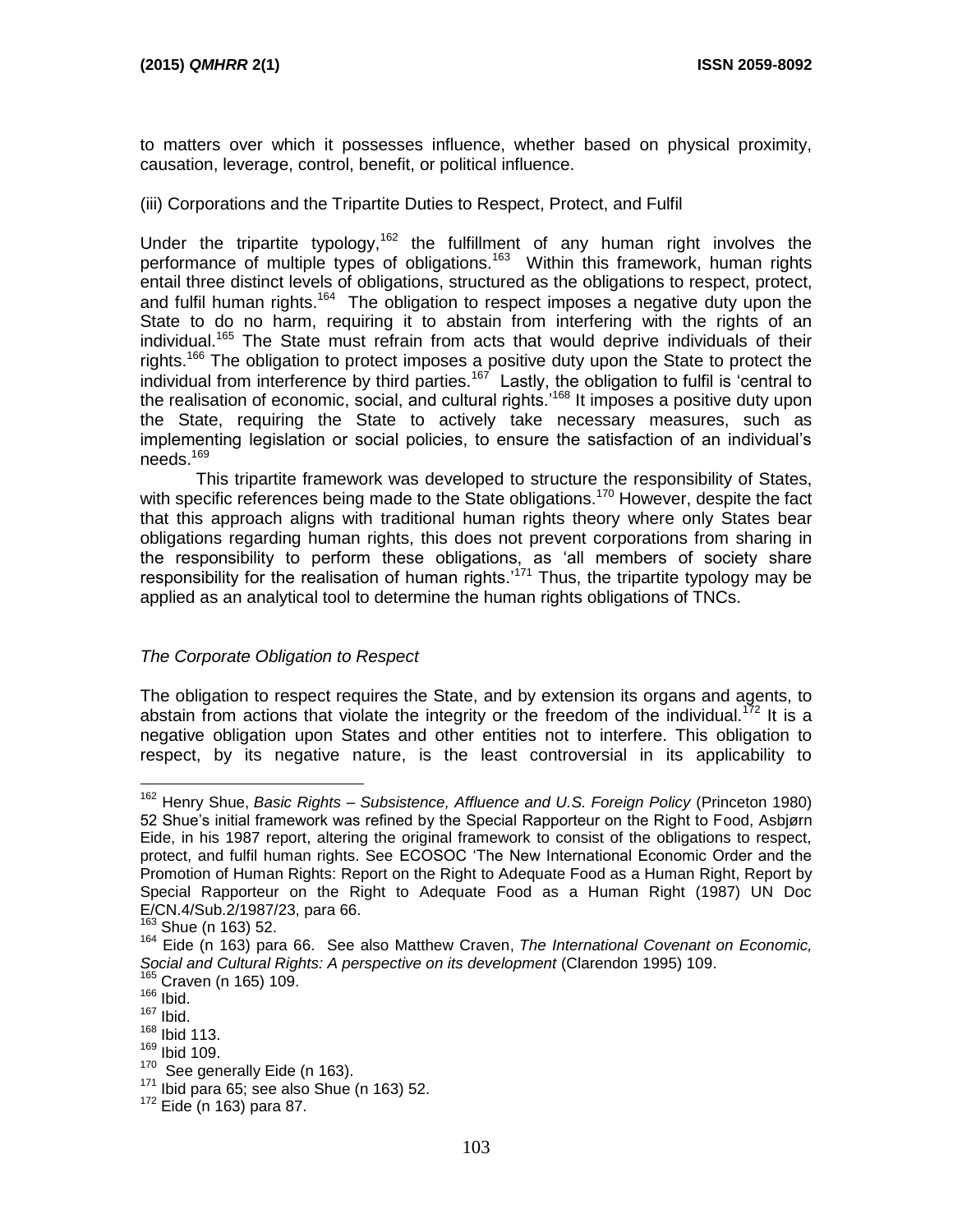to matters over which it possesses influence, whether based on physical proximity, causation, leverage, control, benefit, or political influence.

(iii) Corporations and the Tripartite Duties to Respect, Protect, and Fulfil

Under the tripartite typology,[162] the fulfillment of any human right involves the performance of multiple types of obligations.[163] Within this framework, human rights entail three distinct levels of obligations, structured as the obligations to respect, protect, and fulfil human rights.[164] The obligation to respect imposes a negative duty upon the State to do no harm, requiring it to abstain from interfering with the rights of an individual.[165] The State must refrain from acts that would deprive individuals of their rights.[166] The obligation to protect imposes a positive duty upon the State to protect the individual from interference by third parties.[167] Lastly, the obligation to fulfil is 'central to the realisation of economic, social, and cultural rights.'[168] It imposes a positive duty upon the State, requiring the State to actively take necessary measures, such as implementing legislation or social policies, to ensure the satisfaction of an individual's needs.[169]

This tripartite framework was developed to structure the responsibility of States, with specific references being made to the State obligations.[170] However, despite the fact that this approach aligns with traditional human rights theory where only States bear obligations regarding human rights, this does not prevent corporations from sharing in the responsibility to perform these obligations, as 'all members of society share responsibility for the realisation of human rights.'[171] Thus, the tripartite typology may be applied as an analytical tool to determine the human rights obligations of TNCs.

### *The Corporate Obligation to Respect*

The obligation to respect requires the State, and by extension its organs and agents, to abstain from actions that violate the integrity or the freedom of the individual.[172] It is a negative obligation upon States and other entities not to interfere. This obligation to respect, by its negative nature, is the least controversial in its applicability to

---

[162] Henry Shue, *Basic Rights – Subsistence, Affluence and U.S. Foreign Policy* (Princeton 1980) 52 Shue's initial framework was refined by the Special Rapporteur on the Right to Food, Asbjørn Eide, in his 1987 report, altering the original framework to consist of the obligations to respect, protect, and fulfil human rights. See ECOSOC 'The New International Economic Order and the Promotion of Human Rights: Report on the Right to Adequate Food as a Human Right, Report by Special Rapporteur on the Right to Adequate Food as a Human Right (1987) UN Doc E/CN.4/Sub.2/1987/23, para 66.

[163] Shue (n 163) 52.

[164] Eide (n 163) para 66. See also Matthew Craven, *The International Covenant on Economic, Social and Cultural Rights: A perspective on its development* (Clarendon 1995) 109.

[165] Craven (n 165) 109.

[166] Ibid.

[167] Ibid.

[168] Ibid 113.

[169] Ibid 109.

[170] See generally Eide (n 163).

[171] Ibid para 65; see also Shue (n 163) 52.

[172] Eide (n 163) para 87.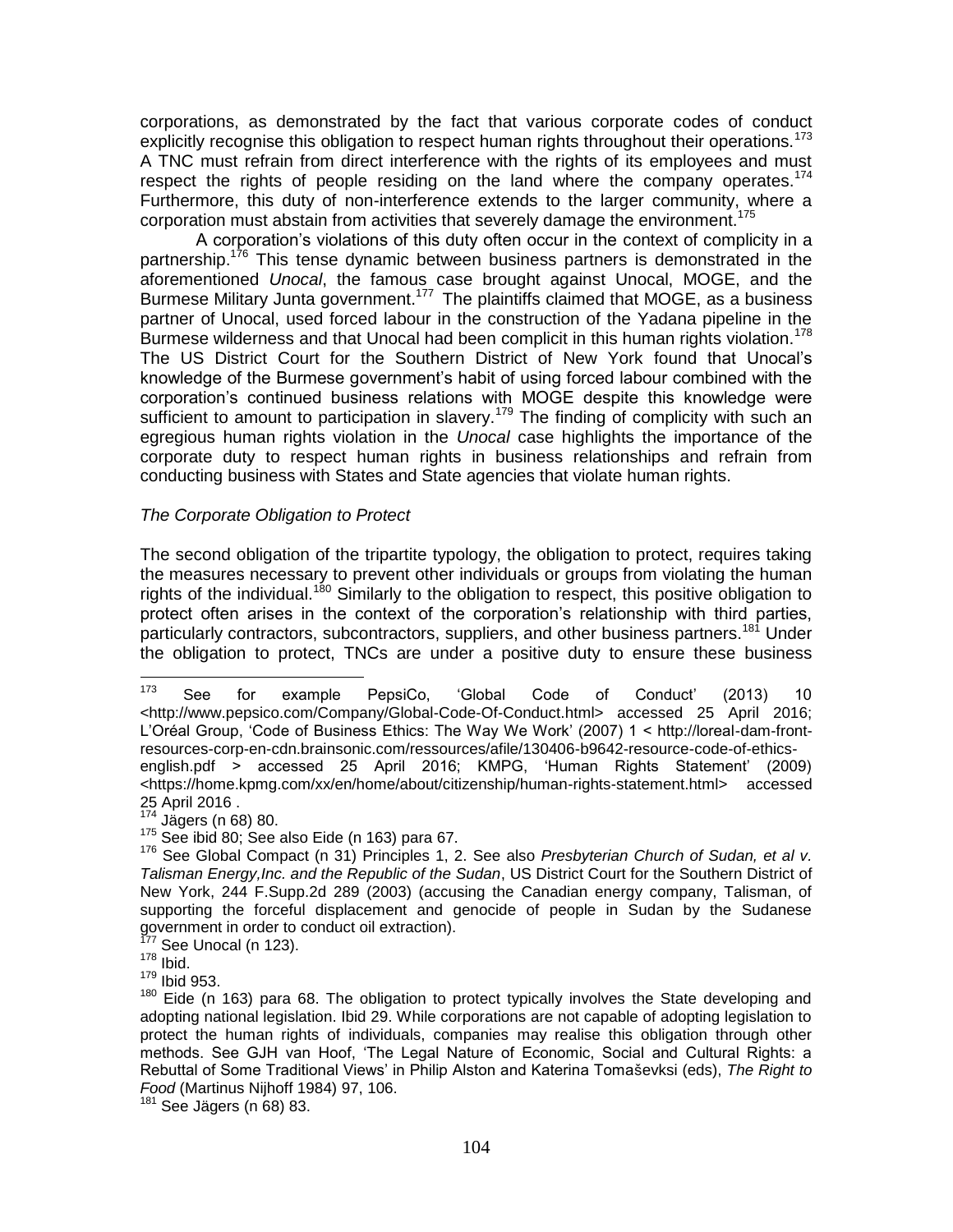corporations, as demonstrated by the fact that various corporate codes of conduct explicitly recognise this obligation to respect human rights throughout their operations.[173] A TNC must refrain from direct interference with the rights of its employees and must respect the rights of people residing on the land where the company operates.[174] Furthermore, this duty of non-interference extends to the larger community, where a corporation must abstain from activities that severely damage the environment.[175]

A corporation's violations of this duty often occur in the context of complicity in a partnership.[176] This tense dynamic between business partners is demonstrated in the aforementioned *Unocal*, the famous case brought against Unocal, MOGE, and the Burmese Military Junta government.[177] The plaintiffs claimed that MOGE, as a business partner of Unocal, used forced labour in the construction of the Yadana pipeline in the Burmese wilderness and that Unocal had been complicit in this human rights violation.[178] The US District Court for the Southern District of New York found that Unocal's knowledge of the Burmese government's habit of using forced labour combined with the corporation's continued business relations with MOGE despite this knowledge were sufficient to amount to participation in slavery.[179] The finding of complicity with such an egregious human rights violation in the *Unocal* case highlights the importance of the corporate duty to respect human rights in business relationships and refrain from conducting business with States and State agencies that violate human rights.

*The Corporate Obligation to Protect*

The second obligation of the tripartite typology, the obligation to protect, requires taking the measures necessary to prevent other individuals or groups from violating the human rights of the individual.[180] Similarly to the obligation to respect, this positive obligation to protect often arises in the context of the corporation's relationship with third parties, particularly contractors, subcontractors, suppliers, and other business partners.[181] Under the obligation to protect, TNCs are under a positive duty to ensure these business

---

[173] See for example PepsiCo, 'Global Code of Conduct' (2013) 10 <http://www.pepsico.com/Company/Global-Code-Of-Conduct.html> accessed 25 April 2016; L'Oréal Group, 'Code of Business Ethics: The Way We Work' (2007) 1 < http://loreal-dam-front-resources-corp-en-cdn.brainsonic.com/ressources/afile/130406-b9642-resource-code-of-ethics-english.pdf > accessed 25 April 2016; KMPG, 'Human Rights Statement' (2009) <https://home.kpmg.com/xx/en/home/about/citizenship/human-rights-statement.html> accessed 25 April 2016 .

[174] Jägers (n 68) 80.

[175] See ibid 80; See also Eide (n 163) para 67.

[176] See Global Compact (n 31) Principles 1, 2. See also *Presbyterian Church of Sudan, et al v. Talisman Energy,Inc. and the Republic of the Sudan*, US District Court for the Southern District of New York, 244 F.Supp.2d 289 (2003) (accusing the Canadian energy company, Talisman, of supporting the forceful displacement and genocide of people in Sudan by the Sudanese government in order to conduct oil extraction).

[177] See Unocal (n 123).

[178] Ibid.

[179] Ibid 953.

[180] Eide (n 163) para 68. The obligation to protect typically involves the State developing and adopting national legislation. Ibid 29. While corporations are not capable of adopting legislation to protect the human rights of individuals, companies may realise this obligation through other methods. See GJH van Hoof, 'The Legal Nature of Economic, Social and Cultural Rights: a Rebuttal of Some Traditional Views' in Philip Alston and Katerina Tomaševksi (eds), *The Right to Food* (Martinus Nijhoff 1984) 97, 106.

[181] See Jägers (n 68) 83.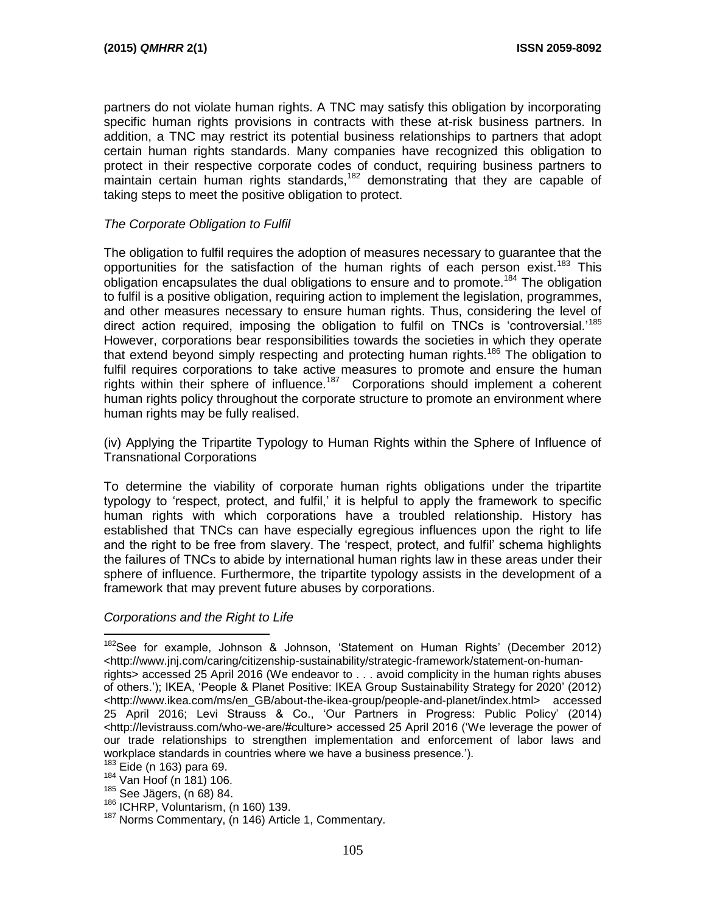partners do not violate human rights. A TNC may satisfy this obligation by incorporating specific human rights provisions in contracts with these at-risk business partners. In addition, a TNC may restrict its potential business relationships to partners that adopt certain human rights standards. Many companies have recognized this obligation to protect in their respective corporate codes of conduct, requiring business partners to maintain certain human rights standards,[182] demonstrating that they are capable of taking steps to meet the positive obligation to protect.

*The Corporate Obligation to Fulfil*

The obligation to fulfil requires the adoption of measures necessary to guarantee that the opportunities for the satisfaction of the human rights of each person exist.[183] This obligation encapsulates the dual obligations to ensure and to promote.[184] The obligation to fulfil is a positive obligation, requiring action to implement the legislation, programmes, and other measures necessary to ensure human rights. Thus, considering the level of direct action required, imposing the obligation to fulfil on TNCs is 'controversial.'[185] However, corporations bear responsibilities towards the societies in which they operate that extend beyond simply respecting and protecting human rights.[186] The obligation to fulfil requires corporations to take active measures to promote and ensure the human rights within their sphere of influence.[187] Corporations should implement a coherent human rights policy throughout the corporate structure to promote an environment where human rights may be fully realised.

(iv) Applying the Tripartite Typology to Human Rights within the Sphere of Influence of Transnational Corporations

To determine the viability of corporate human rights obligations under the tripartite typology to 'respect, protect, and fulfil,' it is helpful to apply the framework to specific human rights with which corporations have a troubled relationship. History has established that TNCs can have especially egregious influences upon the right to life and the right to be free from slavery. The 'respect, protect, and fulfil' schema highlights the failures of TNCs to abide by international human rights law in these areas under their sphere of influence. Furthermore, the tripartite typology assists in the development of a framework that may prevent future abuses by corporations.

*Corporations and the Right to Life*

---

[182] See for example, Johnson & Johnson, 'Statement on Human Rights' (December 2012) <http://www.jnj.com/caring/citizenship-sustainability/strategic-framework/statement-on-human-rights> accessed 25 April 2016 (We endeavor to . . . avoid complicity in the human rights abuses of others.'); IKEA, 'People & Planet Positive: IKEA Group Sustainability Strategy for 2020' (2012) <http://www.ikea.com/ms/en_GB/about-the-ikea-group/people-and-planet/index.html> accessed 25 April 2016; Levi Strauss & Co., 'Our Partners in Progress: Public Policy' (2014) <http://levistrauss.com/who-we-are/#culture> accessed 25 April 2016 ('We leverage the power of our trade relationships to strengthen implementation and enforcement of labor laws and workplace standards in countries where we have a business presence.').

[183] Eide (n 163) para 69.

[184] Van Hoof (n 181) 106.

[185] See Jägers, (n 68) 84.

[186] ICHRP, Voluntarism, (n 160) 139.

[187] Norms Commentary, (n 146) Article 1, Commentary.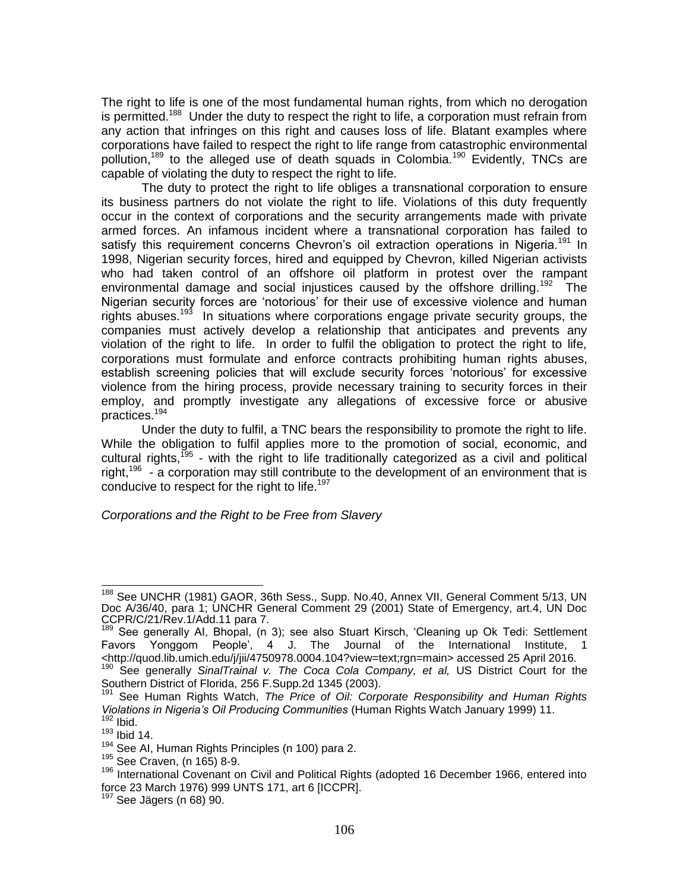The right to life is one of the most fundamental human rights, from which no derogation is permitted.[188] Under the duty to respect the right to life, a corporation must refrain from any action that infringes on this right and causes loss of life. Blatant examples where corporations have failed to respect the right to life range from catastrophic environmental pollution,[189] to the alleged use of death squads in Colombia.[190] Evidently, TNCs are capable of violating the duty to respect the right to life.

The duty to protect the right to life obliges a transnational corporation to ensure its business partners do not violate the right to life. Violations of this duty frequently occur in the context of corporations and the security arrangements made with private armed forces. An infamous incident where a transnational corporation has failed to satisfy this requirement concerns Chevron's oil extraction operations in Nigeria.[191] In 1998, Nigerian security forces, hired and equipped by Chevron, killed Nigerian activists who had taken control of an offshore oil platform in protest over the rampant environmental damage and social injustices caused by the offshore drilling.[192] The Nigerian security forces are 'notorious' for their use of excessive violence and human rights abuses.[193] In situations where corporations engage private security groups, the companies must actively develop a relationship that anticipates and prevents any violation of the right to life. In order to fulfil the obligation to protect the right to life, corporations must formulate and enforce contracts prohibiting human rights abuses, establish screening policies that will exclude security forces 'notorious' for excessive violence from the hiring process, provide necessary training to security forces in their employ, and promptly investigate any allegations of excessive force or abusive practices.[194]

Under the duty to fulfil, a TNC bears the responsibility to promote the right to life. While the obligation to fulfil applies more to the promotion of social, economic, and cultural rights,[195] - with the right to life traditionally categorized as a civil and political right,[196] - a corporation may still contribute to the development of an environment that is conducive to respect for the right to life.[197]

*Corporations and the Right to be Free from Slavery*

---

[188] See UNCHR (1981) GAOR, 36th Sess., Supp. No.40, Annex VII, General Comment 5/13, UN Doc A/36/40, para 1; UNCHR General Comment 29 (2001) State of Emergency, art.4, UN Doc CCPR/C/21/Rev.1/Add.11 para 7.

[189] See generally AI, Bhopal, (n 3); see also Stuart Kirsch, 'Cleaning up Ok Tedi: Settlement Favors Yonggom People', 4 J. The Journal of the International Institute, 1 <http://quod.lib.umich.edu/j/jii/4750978.0004.104?view=text;rgn=main> accessed 25 April 2016.

[190] See generally *SinalTrainal v. The Coca Cola Company, et al,* US District Court for the Southern District of Florida, 256 F.Supp.2d 1345 (2003).

[191] See Human Rights Watch, *The Price of Oil: Corporate Responsibility and Human Rights Violations in Nigeria's Oil Producing Communities* (Human Rights Watch January 1999) 11.

[192] Ibid.

[193] Ibid 14.

[194] See AI, Human Rights Principles (n 100) para 2.

[195] See Craven, (n 165) 8-9.

[196] International Covenant on Civil and Political Rights (adopted 16 December 1966, entered into force 23 March 1976) 999 UNTS 171, art 6 [ICCPR].

[197] See Jägers (n 68) 90.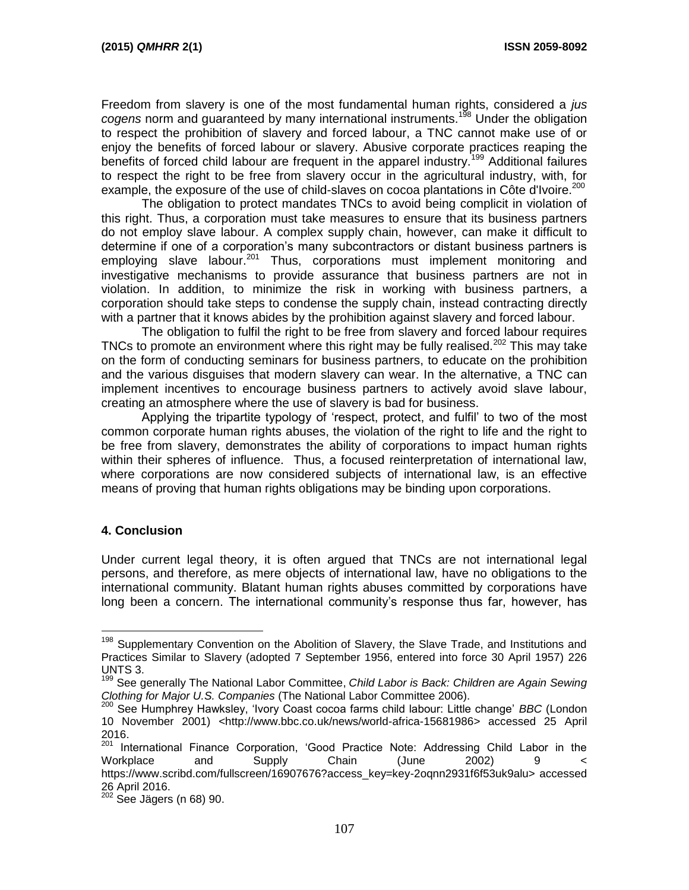Freedom from slavery is one of the most fundamental human rights, considered a *jus cogens* norm and guaranteed by many international instruments.[198] Under the obligation to respect the prohibition of slavery and forced labour, a TNC cannot make use of or enjoy the benefits of forced labour or slavery. Abusive corporate practices reaping the benefits of forced child labour are frequent in the apparel industry.[199] Additional failures to respect the right to be free from slavery occur in the agricultural industry, with, for example, the exposure of the use of child-slaves on cocoa plantations in Côte d'Ivoire.[200]

The obligation to protect mandates TNCs to avoid being complicit in violation of this right. Thus, a corporation must take measures to ensure that its business partners do not employ slave labour. A complex supply chain, however, can make it difficult to determine if one of a corporation's many subcontractors or distant business partners is employing slave labour.[201] Thus, corporations must implement monitoring and investigative mechanisms to provide assurance that business partners are not in violation. In addition, to minimize the risk in working with business partners, a corporation should take steps to condense the supply chain, instead contracting directly with a partner that it knows abides by the prohibition against slavery and forced labour.

The obligation to fulfil the right to be free from slavery and forced labour requires TNCs to promote an environment where this right may be fully realised.[202] This may take on the form of conducting seminars for business partners, to educate on the prohibition and the various disguises that modern slavery can wear. In the alternative, a TNC can implement incentives to encourage business partners to actively avoid slave labour, creating an atmosphere where the use of slavery is bad for business.

Applying the tripartite typology of 'respect, protect, and fulfil' to two of the most common corporate human rights abuses, the violation of the right to life and the right to be free from slavery, demonstrates the ability of corporations to impact human rights within their spheres of influence. Thus, a focused reinterpretation of international law, where corporations are now considered subjects of international law, is an effective means of proving that human rights obligations may be binding upon corporations.

## 4. Conclusion

Under current legal theory, it is often argued that TNCs are not international legal persons, and therefore, as mere objects of international law, have no obligations to the international community. Blatant human rights abuses committed by corporations have long been a concern. The international community's response thus far, however, has

---

[198] Supplementary Convention on the Abolition of Slavery, the Slave Trade, and Institutions and Practices Similar to Slavery (adopted 7 September 1956, entered into force 30 April 1957) 226 UNTS 3.

[199] See generally The National Labor Committee, *Child Labor is Back: Children are Again Sewing Clothing for Major U.S. Companies* (The National Labor Committee 2006).

[200] See Humphrey Hawksley, 'Ivory Coast cocoa farms child labour: Little change' *BBC* (London 10 November 2001) <http://www.bbc.co.uk/news/world-africa-15681986> accessed 25 April 2016.

[201] International Finance Corporation, 'Good Practice Note: Addressing Child Labor in the Workplace and Supply Chain (June 2002) 9 < https://www.scribd.com/fullscreen/16907676?access_key=key-2oqnn2931f6f53uk9alu> accessed 26 April 2016.

[202] See Jägers (n 68) 90.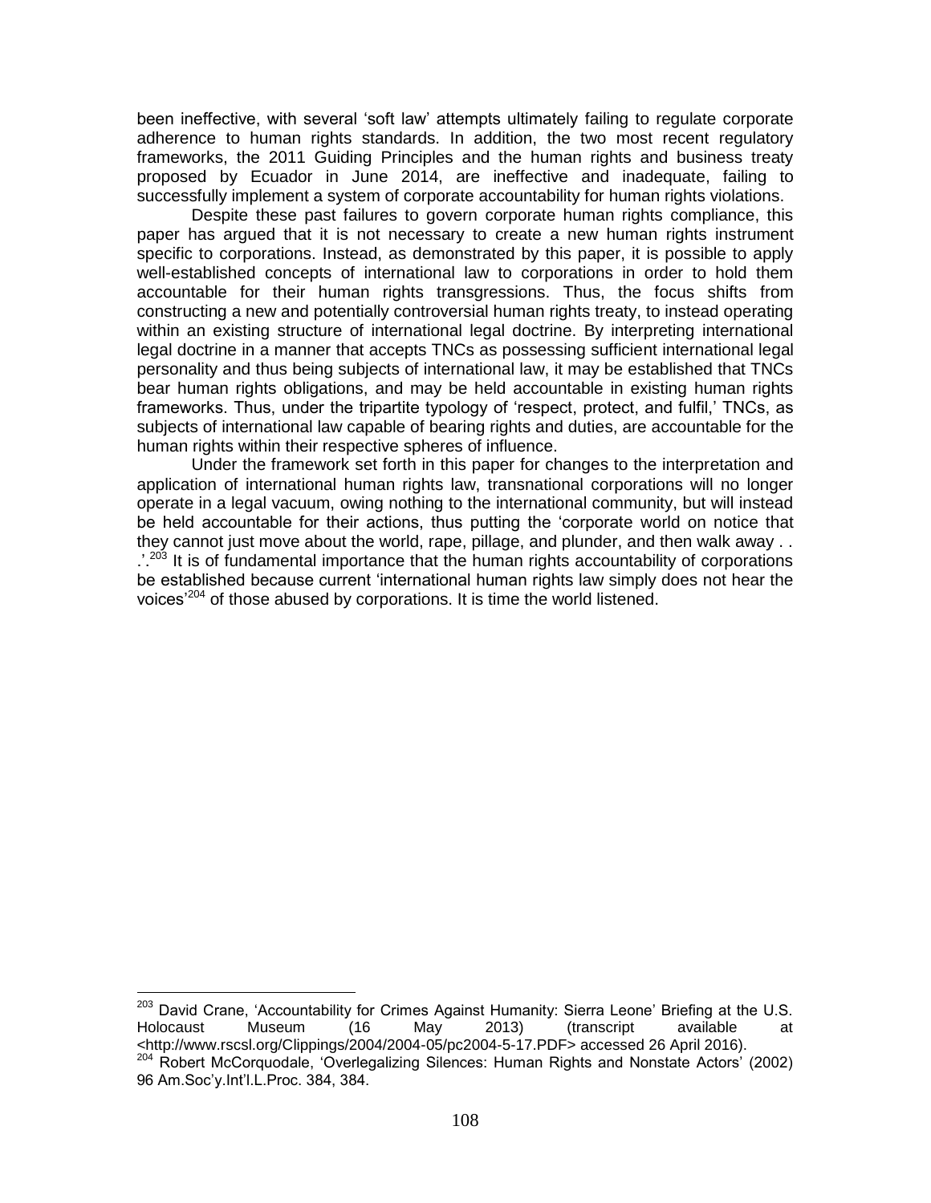been ineffective, with several 'soft law' attempts ultimately failing to regulate corporate adherence to human rights standards. In addition, the two most recent regulatory frameworks, the 2011 Guiding Principles and the human rights and business treaty proposed by Ecuador in June 2014, are ineffective and inadequate, failing to successfully implement a system of corporate accountability for human rights violations.

Despite these past failures to govern corporate human rights compliance, this paper has argued that it is not necessary to create a new human rights instrument specific to corporations. Instead, as demonstrated by this paper, it is possible to apply well-established concepts of international law to corporations in order to hold them accountable for their human rights transgressions. Thus, the focus shifts from constructing a new and potentially controversial human rights treaty, to instead operating within an existing structure of international legal doctrine. By interpreting international legal doctrine in a manner that accepts TNCs as possessing sufficient international legal personality and thus being subjects of international law, it may be established that TNCs bear human rights obligations, and may be held accountable in existing human rights frameworks. Thus, under the tripartite typology of 'respect, protect, and fulfil,' TNCs, as subjects of international law capable of bearing rights and duties, are accountable for the human rights within their respective spheres of influence.

Under the framework set forth in this paper for changes to the interpretation and application of international human rights law, transnational corporations will no longer operate in a legal vacuum, owing nothing to the international community, but will instead be held accountable for their actions, thus putting the 'corporate world on notice that they cannot just move about the world, rape, pillage, and plunder, and then walk away . . .'.[203] It is of fundamental importance that the human rights accountability of corporations be established because current 'international human rights law simply does not hear the voices'[204] of those abused by corporations. It is time the world listened.

---

[203] David Crane, 'Accountability for Crimes Against Humanity: Sierra Leone' Briefing at the U.S. Holocaust Museum (16 May 2013) (transcript available at <http://www.rscsl.org/Clippings/2004/2004-05/pc2004-5-17.PDF> accessed 26 April 2016).

[204] Robert McCorquodale, 'Overlegalizing Silences: Human Rights and Nonstate Actors' (2002) 96 Am.Soc'y.Int'l.L.Proc. 384, 384.